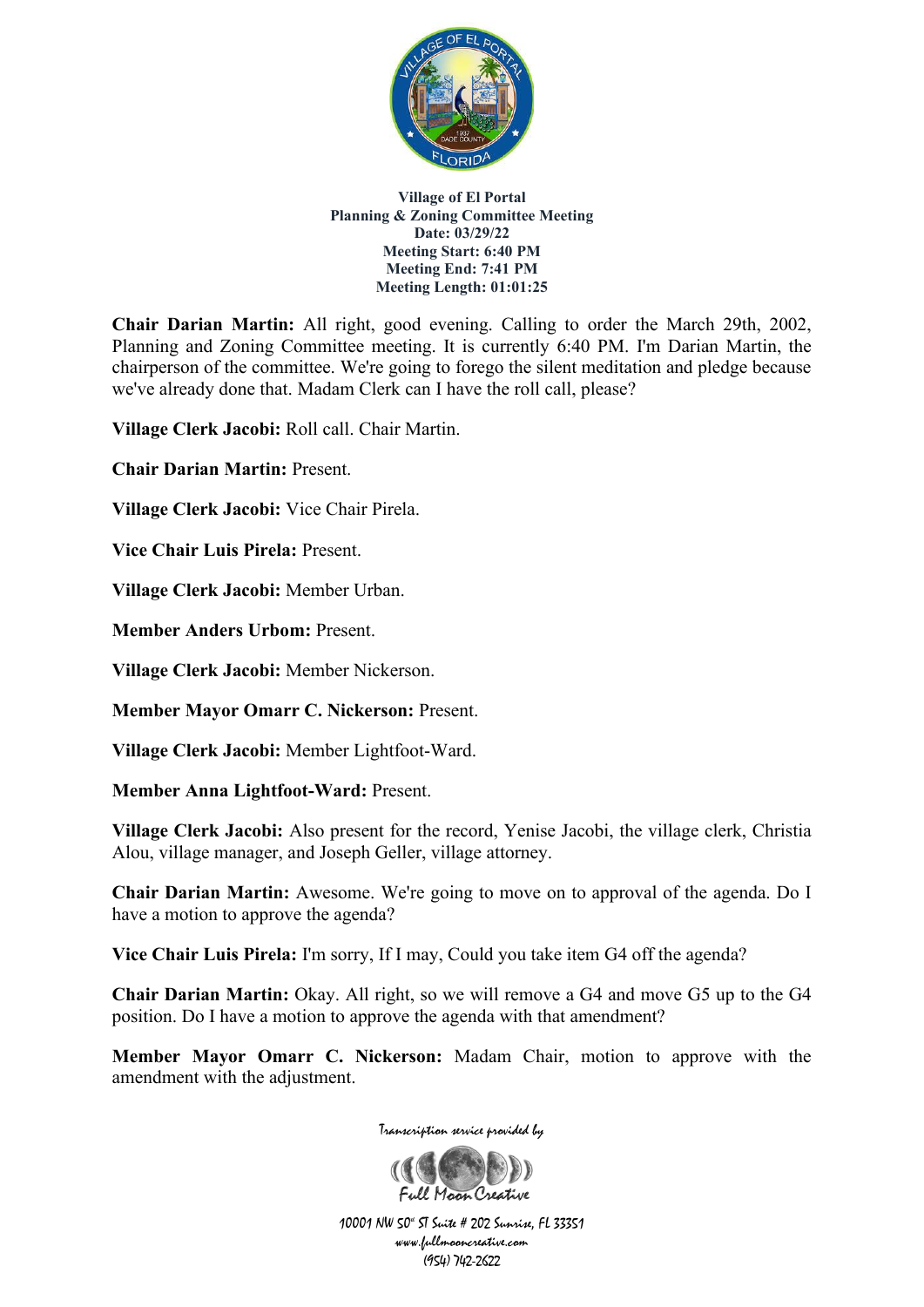**Village of El Portal**
**Planning & Zoning Committee Meeting**
**Date: 03/29/22**
**Meeting Start: 6:40 PM**
**Meeting End: 7:41 PM**
**Meeting Length: 01:01:25**

**Chair Darian Martin:** All right, good evening. Calling to order the March 29th, 2002, Planning and Zoning Committee meeting. It is currently 6:40 PM. I'm Darian Martin, the chairperson of the committee. We're going to forego the silent meditation and pledge because we've already done that. Madam Clerk can I have the roll call, please?

**Village Clerk Jacobi:** Roll call. Chair Martin.

**Chair Darian Martin:** Present.

**Village Clerk Jacobi:** Vice Chair Pirela.

**Vice Chair Luis Pirela:** Present.

**Village Clerk Jacobi:** Member Urban.

**Member Anders Urbom:** Present.

**Village Clerk Jacobi:** Member Nickerson.

**Member Mayor Omarr C. Nickerson:** Present.

**Village Clerk Jacobi:** Member Lightfoot-Ward.

**Member Anna Lightfoot-Ward:** Present.

**Village Clerk Jacobi:** Also present for the record, Yenise Jacobi, the village clerk, Christia Alou, village manager, and Joseph Geller, village attorney.

**Chair Darian Martin:** Awesome. We're going to move on to approval of the agenda. Do I have a motion to approve the agenda?

**Vice Chair Luis Pirela:** I'm sorry, If I may, Could you take item G4 off the agenda?

**Chair Darian Martin:** Okay. All right, so we will remove a G4 and move G5 up to the G4 position. Do I have a motion to approve the agenda with that amendment?

**Member Mayor Omarr C. Nickerson:** Madam Chair, motion to approve with the amendment with the adjustment.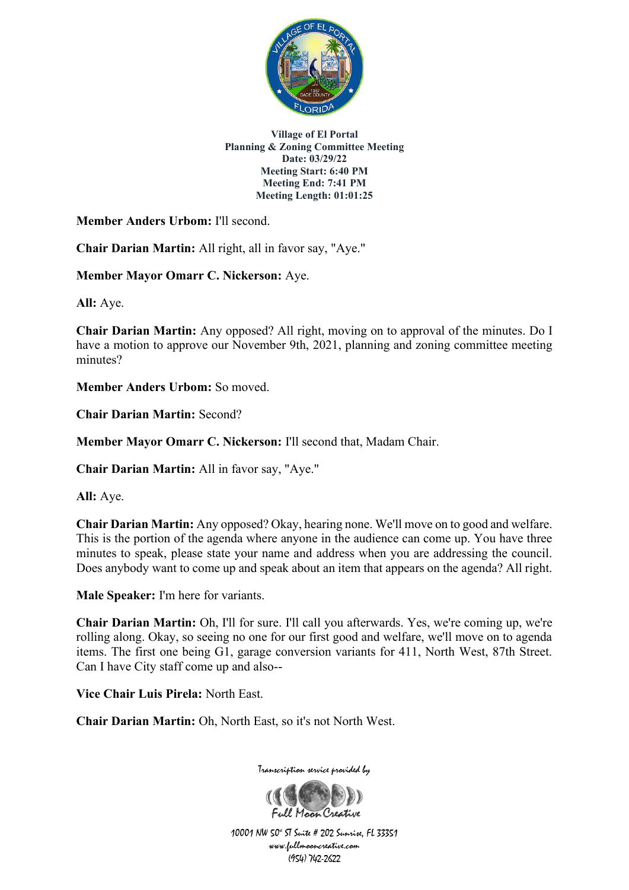**Village of El Portal**
**Planning & Zoning Committee Meeting**
**Date: 03/29/22**
**Meeting Start: 6:40 PM**
**Meeting End: 7:41 PM**
**Meeting Length: 01:01:25**

**Member Anders Urbom:** I'll second.

**Chair Darian Martin:** All right, all in favor say, "Aye."

**Member Mayor Omarr C. Nickerson:** Aye.

**All:** Aye.

**Chair Darian Martin:** Any opposed? All right, moving on to approval of the minutes. Do I have a motion to approve our November 9th, 2021, planning and zoning committee meeting minutes?

**Member Anders Urbom:** So moved.

**Chair Darian Martin:** Second?

**Member Mayor Omarr C. Nickerson:** I'll second that, Madam Chair.

**Chair Darian Martin:** All in favor say, "Aye."

**All:** Aye.

**Chair Darian Martin:** Any opposed? Okay, hearing none. We'll move on to good and welfare. This is the portion of the agenda where anyone in the audience can come up. You have three minutes to speak, please state your name and address when you are addressing the council. Does anybody want to come up and speak about an item that appears on the agenda? All right.

**Male Speaker:** I'm here for variants.

**Chair Darian Martin:** Oh, I'll for sure. I'll call you afterwards. Yes, we're coming up, we're rolling along. Okay, so seeing no one for our first good and welfare, we'll move on to agenda items. The first one being G1, garage conversion variants for 411, North West, 87th Street. Can I have City staff come up and also--

**Vice Chair Luis Pirela:** North East.

**Chair Darian Martin:** Oh, North East, so it's not North West.

Transcription service provided by
Full Moon Creative
10001 NW 50th ST Suite # 202 Sunrise, FL 33351
www.fullmooncreative.com
(954) 742-2622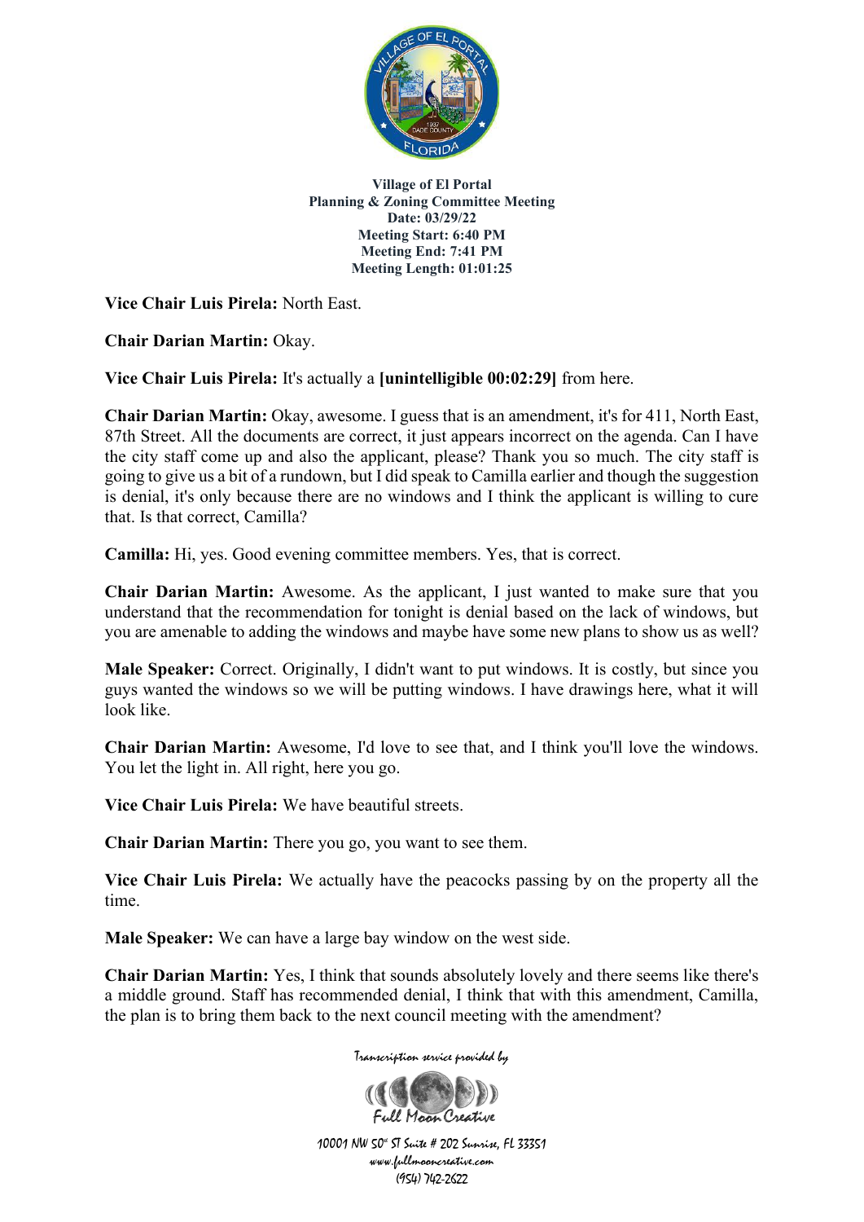**Village of El Portal**
**Planning & Zoning Committee Meeting**
**Date: 03/29/22**
**Meeting Start: 6:40 PM**
**Meeting End: 7:41 PM**
**Meeting Length: 01:01:25**

**Vice Chair Luis Pirela:** North East.

**Chair Darian Martin:** Okay.

**Vice Chair Luis Pirela:** It's actually a **[unintelligible 00:02:29]** from here.

**Chair Darian Martin:** Okay, awesome. I guess that is an amendment, it's for 411, North East, 87th Street. All the documents are correct, it just appears incorrect on the agenda. Can I have the city staff come up and also the applicant, please? Thank you so much. The city staff is going to give us a bit of a rundown, but I did speak to Camilla earlier and though the suggestion is denial, it's only because there are no windows and I think the applicant is willing to cure that. Is that correct, Camilla?

**Camilla:** Hi, yes. Good evening committee members. Yes, that is correct.

**Chair Darian Martin:** Awesome. As the applicant, I just wanted to make sure that you understand that the recommendation for tonight is denial based on the lack of windows, but you are amenable to adding the windows and maybe have some new plans to show us as well?

**Male Speaker:** Correct. Originally, I didn't want to put windows. It is costly, but since you guys wanted the windows so we will be putting windows. I have drawings here, what it will look like.

**Chair Darian Martin:** Awesome, I'd love to see that, and I think you'll love the windows. You let the light in. All right, here you go.

**Vice Chair Luis Pirela:** We have beautiful streets.

**Chair Darian Martin:** There you go, you want to see them.

**Vice Chair Luis Pirela:** We actually have the peacocks passing by on the property all the time.

**Male Speaker:** We can have a large bay window on the west side.

**Chair Darian Martin:** Yes, I think that sounds absolutely lovely and there seems like there's a middle ground. Staff has recommended denial, I think that with this amendment, Camilla, the plan is to bring them back to the next council meeting with the amendment?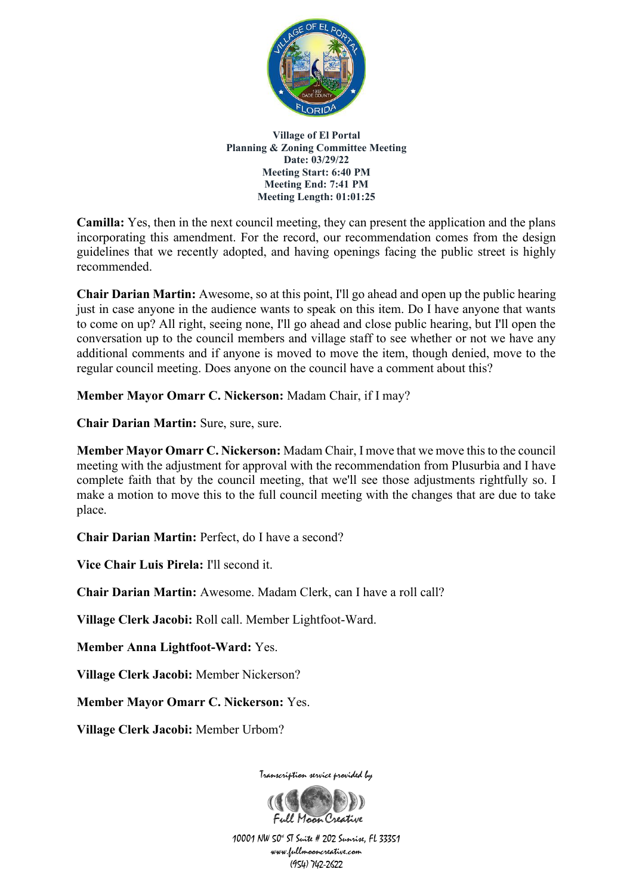**Village of El Portal**
**Planning & Zoning Committee Meeting**
**Date: 03/29/22**
**Meeting Start: 6:40 PM**
**Meeting End: 7:41 PM**
**Meeting Length: 01:01:25**

**Camilla:** Yes, then in the next council meeting, they can present the application and the plans incorporating this amendment. For the record, our recommendation comes from the design guidelines that we recently adopted, and having openings facing the public street is highly recommended.

**Chair Darian Martin:** Awesome, so at this point, I'll go ahead and open up the public hearing just in case anyone in the audience wants to speak on this item. Do I have anyone that wants to come on up? All right, seeing none, I'll go ahead and close public hearing, but I'll open the conversation up to the council members and village staff to see whether or not we have any additional comments and if anyone is moved to move the item, though denied, move to the regular council meeting. Does anyone on the council have a comment about this?

**Member Mayor Omarr C. Nickerson:** Madam Chair, if I may?

**Chair Darian Martin:** Sure, sure, sure.

**Member Mayor Omarr C. Nickerson:** Madam Chair, I move that we move this to the council meeting with the adjustment for approval with the recommendation from Plusurbia and I have complete faith that by the council meeting, that we'll see those adjustments rightfully so. I make a motion to move this to the full council meeting with the changes that are due to take place.

**Chair Darian Martin:** Perfect, do I have a second?

**Vice Chair Luis Pirela:** I'll second it.

**Chair Darian Martin:** Awesome. Madam Clerk, can I have a roll call?

**Village Clerk Jacobi:** Roll call. Member Lightfoot-Ward.

**Member Anna Lightfoot-Ward:** Yes.

**Village Clerk Jacobi:** Member Nickerson?

**Member Mayor Omarr C. Nickerson:** Yes.

**Village Clerk Jacobi:** Member Urbom?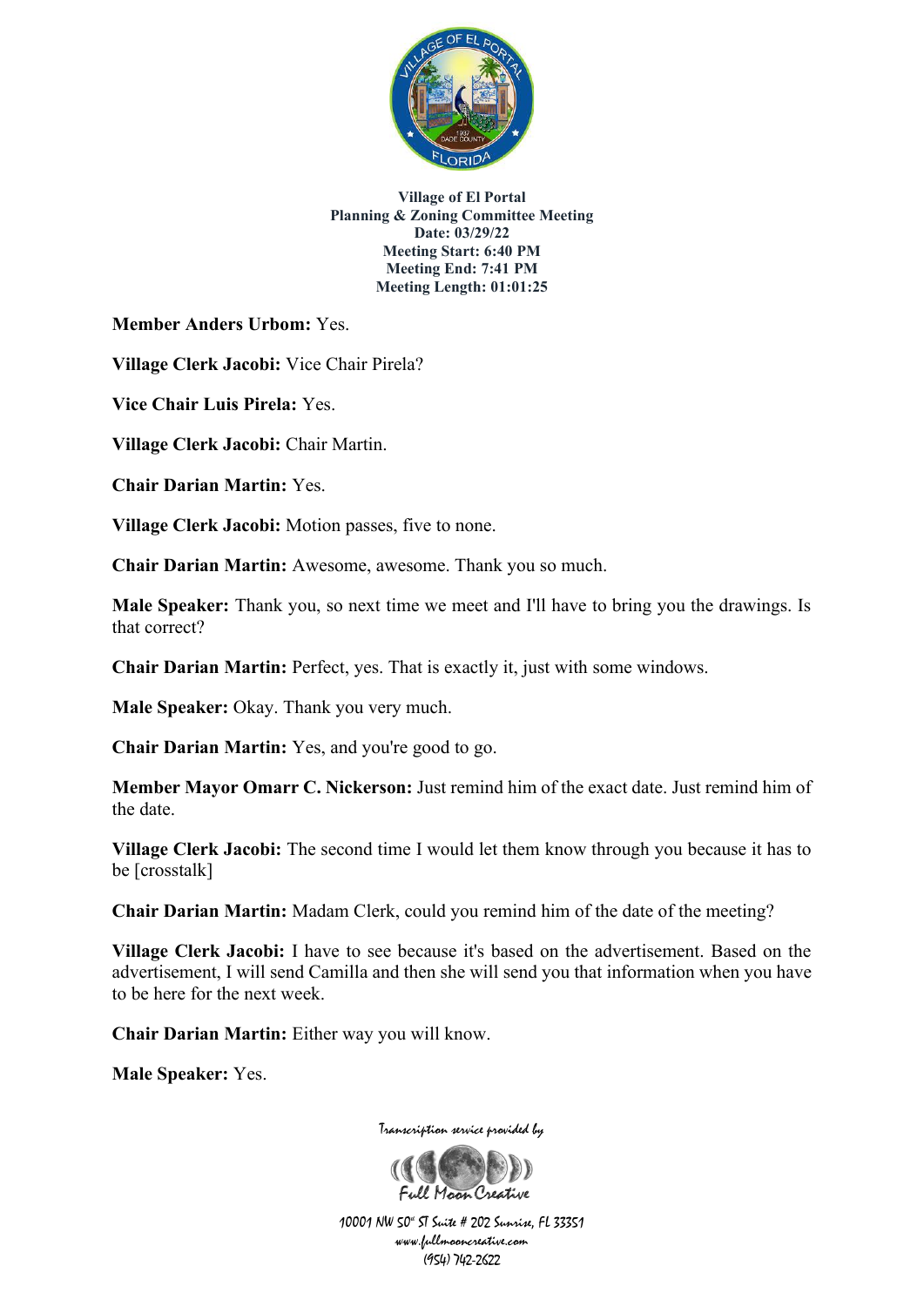**Member Anders Urbom:** Yes.

**Village Clerk Jacobi:** Vice Chair Pirela?

**Vice Chair Luis Pirela:** Yes.

**Village Clerk Jacobi:** Chair Martin.

**Chair Darian Martin:** Yes.

**Village Clerk Jacobi:** Motion passes, five to none.

**Chair Darian Martin:** Awesome, awesome. Thank you so much.

**Male Speaker:** Thank you, so next time we meet and I'll have to bring you the drawings. Is that correct?

**Chair Darian Martin:** Perfect, yes. That is exactly it, just with some windows.

**Male Speaker:** Okay. Thank you very much.

**Chair Darian Martin:** Yes, and you're good to go.

**Member Mayor Omarr C. Nickerson:** Just remind him of the exact date. Just remind him of the date.

**Village Clerk Jacobi:** The second time I would let them know through you because it has to be [crosstalk]

**Chair Darian Martin:** Madam Clerk, could you remind him of the date of the meeting?

**Village Clerk Jacobi:** I have to see because it's based on the advertisement. Based on the advertisement, I will send Camilla and then she will send you that information when you have to be here for the next week.

**Chair Darian Martin:** Either way you will know.

**Male Speaker:** Yes.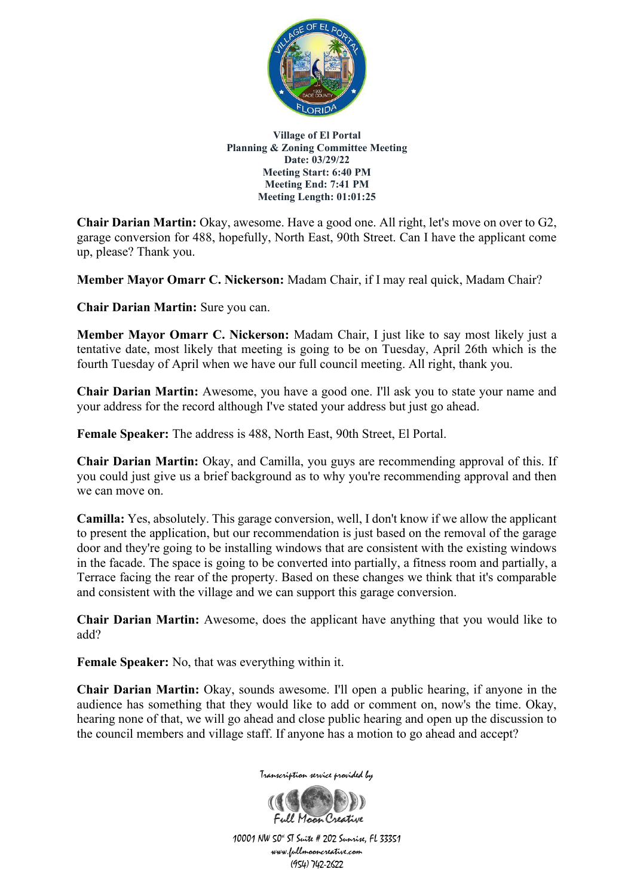**Village of El Portal**
**Planning & Zoning Committee Meeting**
**Date: 03/29/22**
**Meeting Start: 6:40 PM**
**Meeting End: 7:41 PM**
**Meeting Length: 01:01:25**

**Chair Darian Martin:** Okay, awesome. Have a good one. All right, let's move on over to G2, garage conversion for 488, hopefully, North East, 90th Street. Can I have the applicant come up, please? Thank you.

**Member Mayor Omarr C. Nickerson:** Madam Chair, if I may real quick, Madam Chair?

**Chair Darian Martin:** Sure you can.

**Member Mayor Omarr C. Nickerson:** Madam Chair, I just like to say most likely just a tentative date, most likely that meeting is going to be on Tuesday, April 26th which is the fourth Tuesday of April when we have our full council meeting. All right, thank you.

**Chair Darian Martin:** Awesome, you have a good one. I'll ask you to state your name and your address for the record although I've stated your address but just go ahead.

**Female Speaker:** The address is 488, North East, 90th Street, El Portal.

**Chair Darian Martin:** Okay, and Camilla, you guys are recommending approval of this. If you could just give us a brief background as to why you're recommending approval and then we can move on.

**Camilla:** Yes, absolutely. This garage conversion, well, I don't know if we allow the applicant to present the application, but our recommendation is just based on the removal of the garage door and they're going to be installing windows that are consistent with the existing windows in the facade. The space is going to be converted into partially, a fitness room and partially, a Terrace facing the rear of the property. Based on these changes we think that it's comparable and consistent with the village and we can support this garage conversion.

**Chair Darian Martin:** Awesome, does the applicant have anything that you would like to add?

**Female Speaker:** No, that was everything within it.

**Chair Darian Martin:** Okay, sounds awesome. I'll open a public hearing, if anyone in the audience has something that they would like to add or comment on, now's the time. Okay, hearing none of that, we will go ahead and close public hearing and open up the discussion to the council members and village staff. If anyone has a motion to go ahead and accept?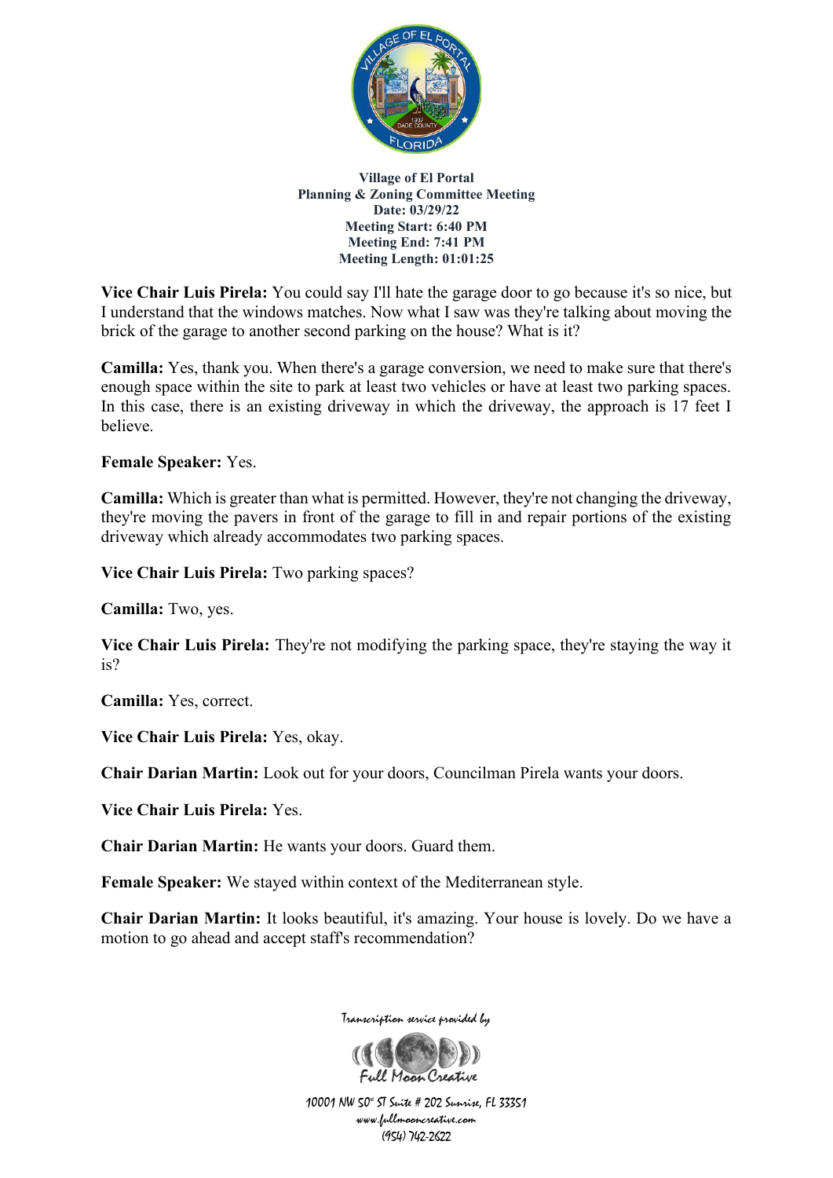**Village of El Portal**
**Planning & Zoning Committee Meeting**
**Date: 03/29/22**
**Meeting Start: 6:40 PM**
**Meeting End: 7:41 PM**
**Meeting Length: 01:01:25**

**Vice Chair Luis Pirela:** You could say I'll hate the garage door to go because it's so nice, but I understand that the windows matches. Now what I saw was they're talking about moving the brick of the garage to another second parking on the house? What is it?

**Camilla:** Yes, thank you. When there's a garage conversion, we need to make sure that there's enough space within the site to park at least two vehicles or have at least two parking spaces. In this case, there is an existing driveway in which the driveway, the approach is 17 feet I believe.

**Female Speaker:** Yes.

**Camilla:** Which is greater than what is permitted. However, they're not changing the driveway, they're moving the pavers in front of the garage to fill in and repair portions of the existing driveway which already accommodates two parking spaces.

**Vice Chair Luis Pirela:** Two parking spaces?

**Camilla:** Two, yes.

**Vice Chair Luis Pirela:** They're not modifying the parking space, they're staying the way it is?

**Camilla:** Yes, correct.

**Vice Chair Luis Pirela:** Yes, okay.

**Chair Darian Martin:** Look out for your doors, Councilman Pirela wants your doors.

**Vice Chair Luis Pirela:** Yes.

**Chair Darian Martin:** He wants your doors. Guard them.

**Female Speaker:** We stayed within context of the Mediterranean style.

**Chair Darian Martin:** It looks beautiful, it's amazing. Your house is lovely. Do we have a motion to go ahead and accept staff's recommendation?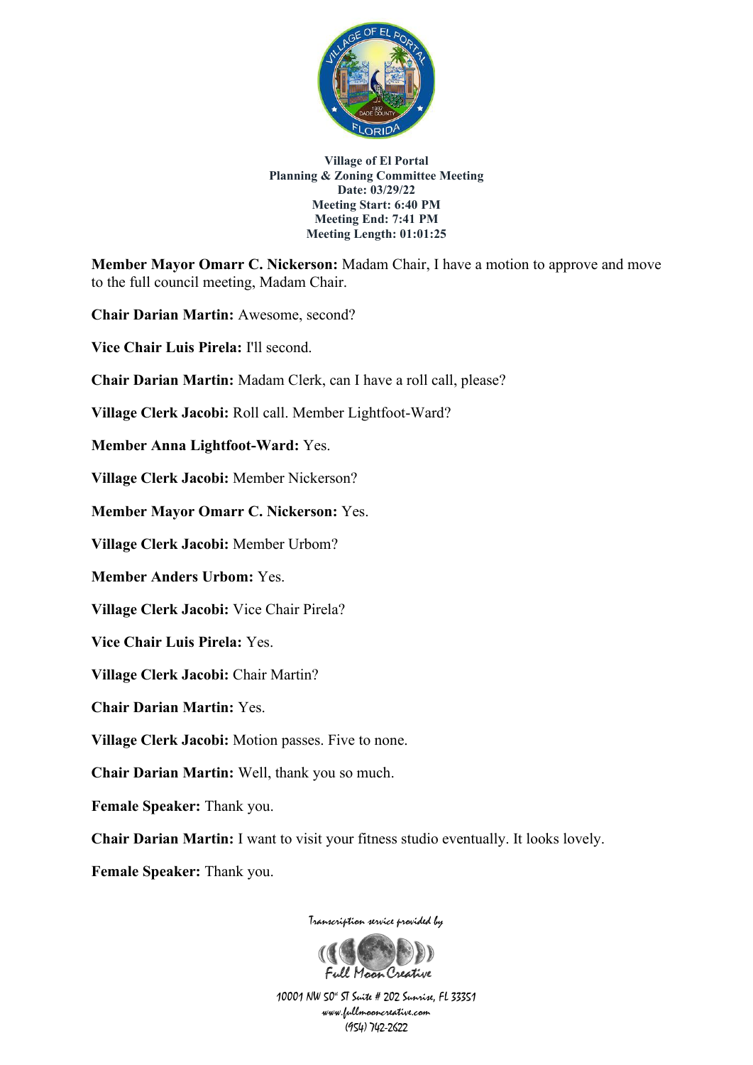**Village of El Portal**
**Planning & Zoning Committee Meeting**
**Date: 03/29/22**
**Meeting Start: 6:40 PM**
**Meeting End: 7:41 PM**
**Meeting Length: 01:01:25**

**Member Mayor Omarr C. Nickerson:** Madam Chair, I have a motion to approve and move to the full council meeting, Madam Chair.

**Chair Darian Martin:** Awesome, second?

**Vice Chair Luis Pirela:** I'll second.

**Chair Darian Martin:** Madam Clerk, can I have a roll call, please?

**Village Clerk Jacobi:** Roll call. Member Lightfoot-Ward?

**Member Anna Lightfoot-Ward:** Yes.

**Village Clerk Jacobi:** Member Nickerson?

**Member Mayor Omarr C. Nickerson:** Yes.

**Village Clerk Jacobi:** Member Urbom?

**Member Anders Urbom:** Yes.

**Village Clerk Jacobi:** Vice Chair Pirela?

**Vice Chair Luis Pirela:** Yes.

**Village Clerk Jacobi:** Chair Martin?

**Chair Darian Martin:** Yes.

**Village Clerk Jacobi:** Motion passes. Five to none.

**Chair Darian Martin:** Well, thank you so much.

**Female Speaker:** Thank you.

**Chair Darian Martin:** I want to visit your fitness studio eventually. It looks lovely.

**Female Speaker:** Thank you.

Transcription service provided by
Full Moon Creative
10001 NW 50th ST Suite # 202 Sunrise, FL 33351
www.fullmooncreative.com
(954) 742-2622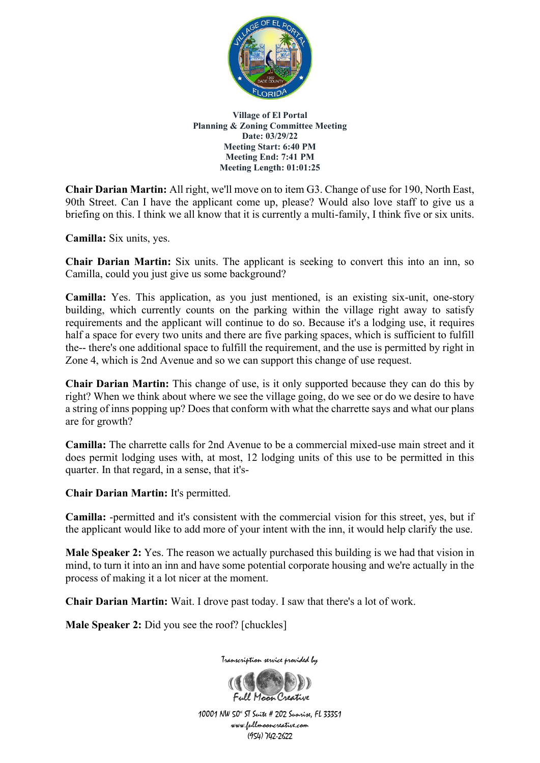**Village of El Portal**
**Planning & Zoning Committee Meeting**
**Date: 03/29/22**
**Meeting Start: 6:40 PM**
**Meeting End: 7:41 PM**
**Meeting Length: 01:01:25**

**Chair Darian Martin:** All right, we'll move on to item G3. Change of use for 190, North East, 90th Street. Can I have the applicant come up, please? Would also love staff to give us a briefing on this. I think we all know that it is currently a multi-family, I think five or six units.

**Camilla:** Six units, yes.

**Chair Darian Martin:** Six units. The applicant is seeking to convert this into an inn, so Camilla, could you just give us some background?

**Camilla:** Yes. This application, as you just mentioned, is an existing six-unit, one-story building, which currently counts on the parking within the village right away to satisfy requirements and the applicant will continue to do so. Because it's a lodging use, it requires half a space for every two units and there are five parking spaces, which is sufficient to fulfill the-- there's one additional space to fulfill the requirement, and the use is permitted by right in Zone 4, which is 2nd Avenue and so we can support this change of use request.

**Chair Darian Martin:** This change of use, is it only supported because they can do this by right? When we think about where we see the village going, do we see or do we desire to have a string of inns popping up? Does that conform with what the charrette says and what our plans are for growth?

**Camilla:** The charrette calls for 2nd Avenue to be a commercial mixed-use main street and it does permit lodging uses with, at most, 12 lodging units of this use to be permitted in this quarter. In that regard, in a sense, that it's-

**Chair Darian Martin:** It's permitted.

**Camilla:** -permitted and it's consistent with the commercial vision for this street, yes, but if the applicant would like to add more of your intent with the inn, it would help clarify the use.

**Male Speaker 2:** Yes. The reason we actually purchased this building is we had that vision in mind, to turn it into an inn and have some potential corporate housing and we're actually in the process of making it a lot nicer at the moment.

**Chair Darian Martin:** Wait. I drove past today. I saw that there's a lot of work.

**Male Speaker 2:** Did you see the roof? [chuckles]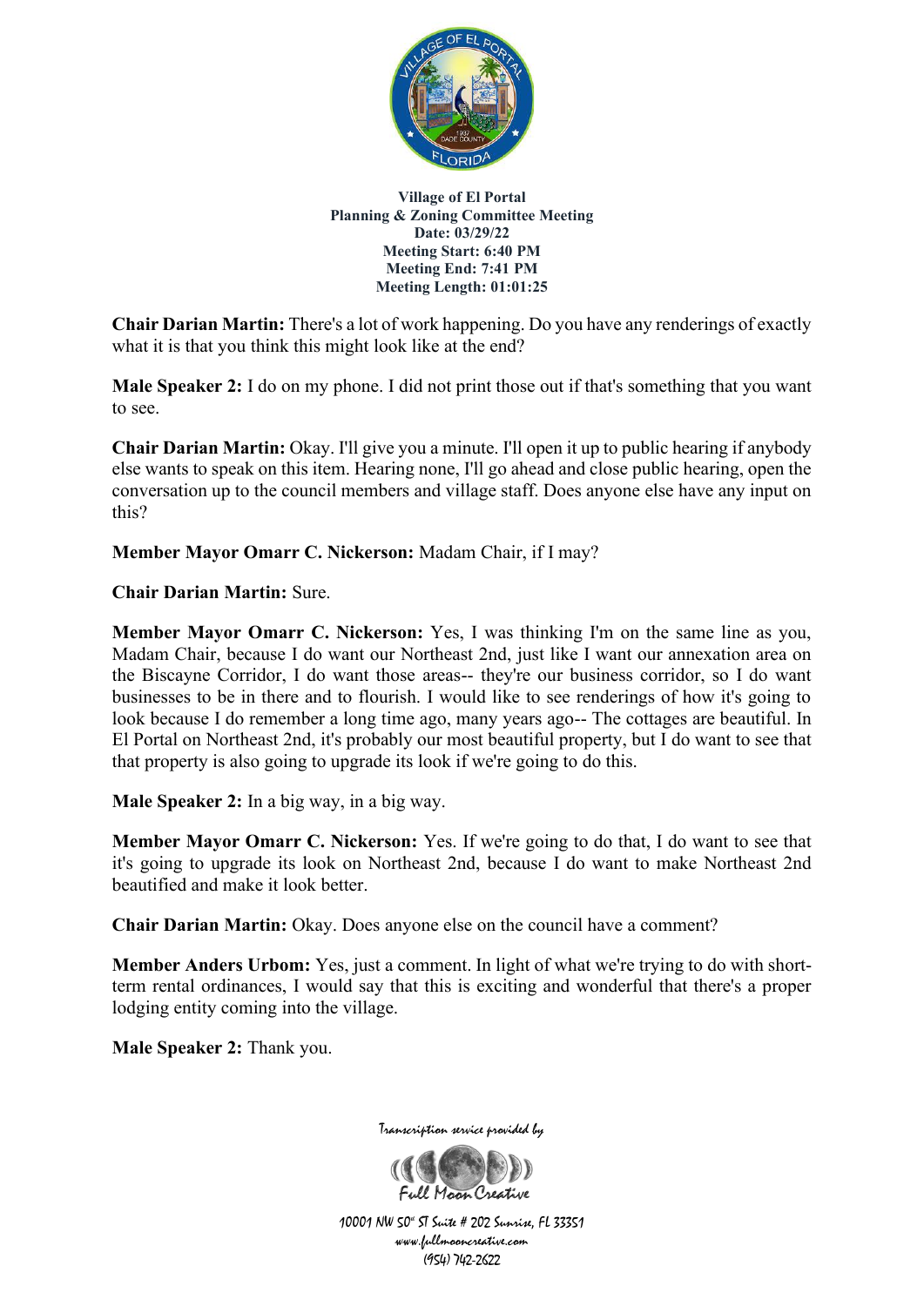**Village of El Portal**
**Planning & Zoning Committee Meeting**
**Date: 03/29/22**
**Meeting Start: 6:40 PM**
**Meeting End: 7:41 PM**
**Meeting Length: 01:01:25**

**Chair Darian Martin:** There's a lot of work happening. Do you have any renderings of exactly what it is that you think this might look like at the end?

**Male Speaker 2:** I do on my phone. I did not print those out if that's something that you want to see.

**Chair Darian Martin:** Okay. I'll give you a minute. I'll open it up to public hearing if anybody else wants to speak on this item. Hearing none, I'll go ahead and close public hearing, open the conversation up to the council members and village staff. Does anyone else have any input on this?

**Member Mayor Omarr C. Nickerson:** Madam Chair, if I may?

**Chair Darian Martin:** Sure.

**Member Mayor Omarr C. Nickerson:** Yes, I was thinking I'm on the same line as you, Madam Chair, because I do want our Northeast 2nd, just like I want our annexation area on the Biscayne Corridor, I do want those areas-- they're our business corridor, so I do want businesses to be in there and to flourish. I would like to see renderings of how it's going to look because I do remember a long time ago, many years ago-- The cottages are beautiful. In El Portal on Northeast 2nd, it's probably our most beautiful property, but I do want to see that that property is also going to upgrade its look if we're going to do this.

**Male Speaker 2:** In a big way, in a big way.

**Member Mayor Omarr C. Nickerson:** Yes. If we're going to do that, I do want to see that it's going to upgrade its look on Northeast 2nd, because I do want to make Northeast 2nd beautified and make it look better.

**Chair Darian Martin:** Okay. Does anyone else on the council have a comment?

**Member Anders Urbom:** Yes, just a comment. In light of what we're trying to do with short-term rental ordinances, I would say that this is exciting and wonderful that there's a proper lodging entity coming into the village.

**Male Speaker 2:** Thank you.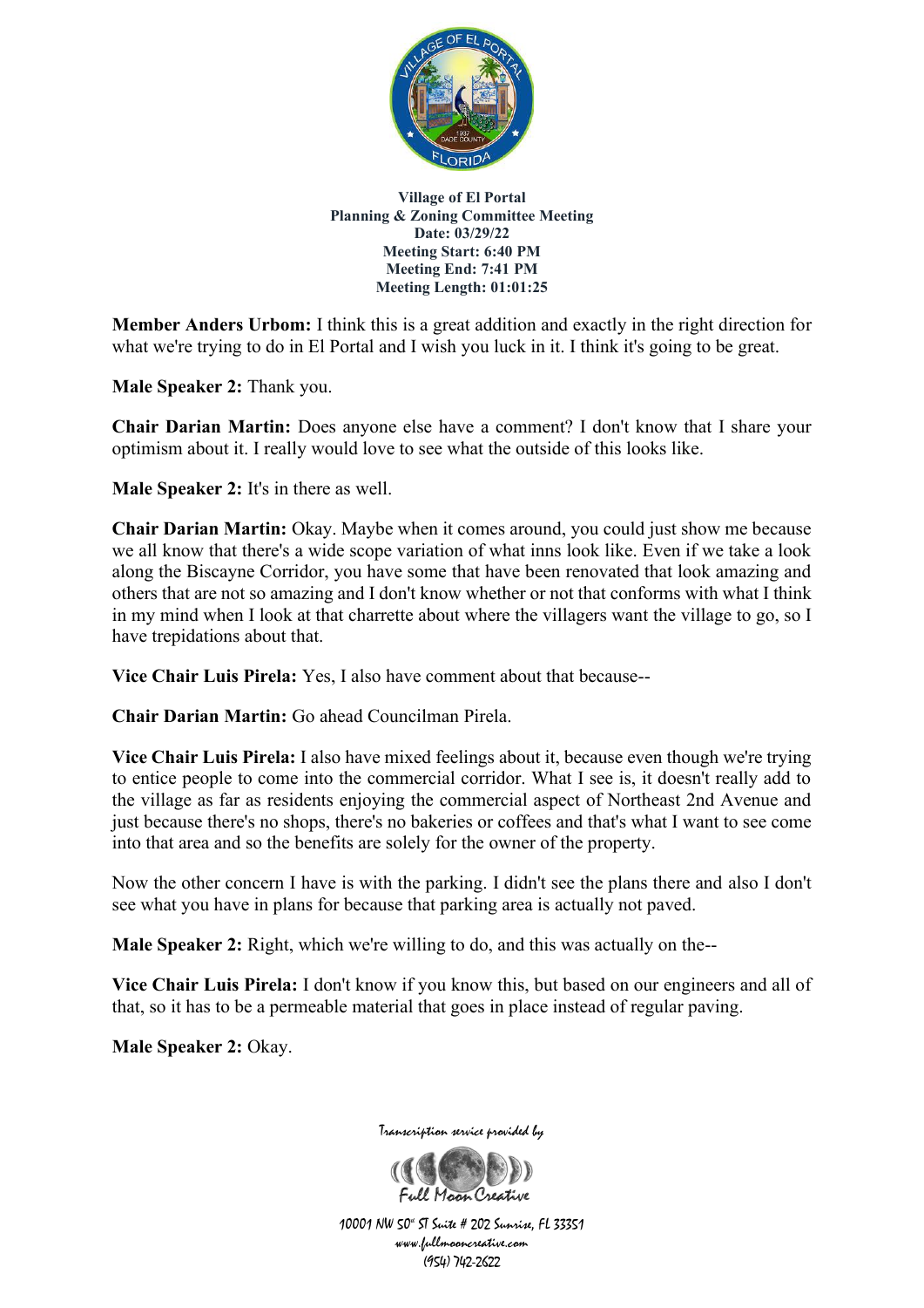**Village of El Portal**
**Planning & Zoning Committee Meeting**
**Date: 03/29/22**
**Meeting Start: 6:40 PM**
**Meeting End: 7:41 PM**
**Meeting Length: 01:01:25**

**Member Anders Urbom:** I think this is a great addition and exactly in the right direction for what we're trying to do in El Portal and I wish you luck in it. I think it's going to be great.

**Male Speaker 2:** Thank you.

**Chair Darian Martin:** Does anyone else have a comment? I don't know that I share your optimism about it. I really would love to see what the outside of this looks like.

**Male Speaker 2:** It's in there as well.

**Chair Darian Martin:** Okay. Maybe when it comes around, you could just show me because we all know that there's a wide scope variation of what inns look like. Even if we take a look along the Biscayne Corridor, you have some that have been renovated that look amazing and others that are not so amazing and I don't know whether or not that conforms with what I think in my mind when I look at that charrette about where the villagers want the village to go, so I have trepidations about that.

**Vice Chair Luis Pirela:** Yes, I also have comment about that because--

**Chair Darian Martin:** Go ahead Councilman Pirela.

**Vice Chair Luis Pirela:** I also have mixed feelings about it, because even though we're trying to entice people to come into the commercial corridor. What I see is, it doesn't really add to the village as far as residents enjoying the commercial aspect of Northeast 2nd Avenue and just because there's no shops, there's no bakeries or coffees and that's what I want to see come into that area and so the benefits are solely for the owner of the property.

Now the other concern I have is with the parking. I didn't see the plans there and also I don't see what you have in plans for because that parking area is actually not paved.

**Male Speaker 2:** Right, which we're willing to do, and this was actually on the--

**Vice Chair Luis Pirela:** I don't know if you know this, but based on our engineers and all of that, so it has to be a permeable material that goes in place instead of regular paving.

**Male Speaker 2:** Okay.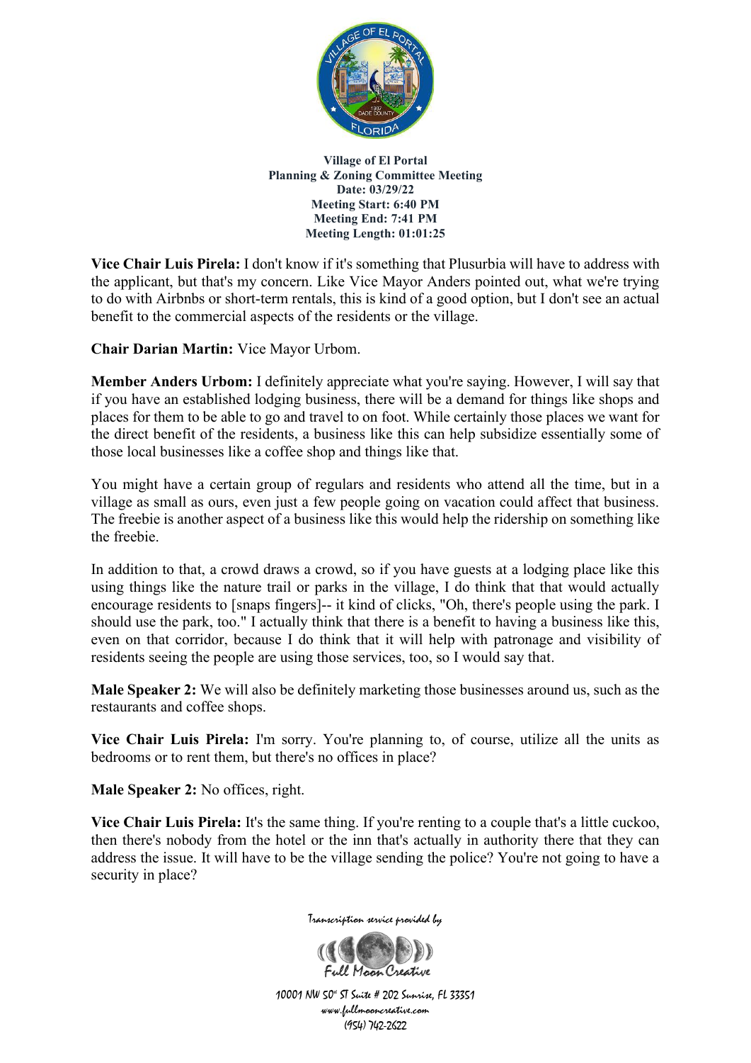**Village of El Portal**
**Planning & Zoning Committee Meeting**
**Date: 03/29/22**
**Meeting Start: 6:40 PM**
**Meeting End: 7:41 PM**
**Meeting Length: 01:01:25**

**Vice Chair Luis Pirela:** I don't know if it's something that Plusurbia will have to address with the applicant, but that's my concern. Like Vice Mayor Anders pointed out, what we're trying to do with Airbnbs or short-term rentals, this is kind of a good option, but I don't see an actual benefit to the commercial aspects of the residents or the village.

**Chair Darian Martin:** Vice Mayor Urbom.

**Member Anders Urbom:** I definitely appreciate what you're saying. However, I will say that if you have an established lodging business, there will be a demand for things like shops and places for them to be able to go and travel to on foot. While certainly those places we want for the direct benefit of the residents, a business like this can help subsidize essentially some of those local businesses like a coffee shop and things like that.

You might have a certain group of regulars and residents who attend all the time, but in a village as small as ours, even just a few people going on vacation could affect that business. The freebie is another aspect of a business like this would help the ridership on something like the freebie.

In addition to that, a crowd draws a crowd, so if you have guests at a lodging place like this using things like the nature trail or parks in the village, I do think that that would actually encourage residents to [snaps fingers]-- it kind of clicks, "Oh, there's people using the park. I should use the park, too." I actually think that there is a benefit to having a business like this, even on that corridor, because I do think that it will help with patronage and visibility of residents seeing the people are using those services, too, so I would say that.

**Male Speaker 2:** We will also be definitely marketing those businesses around us, such as the restaurants and coffee shops.

**Vice Chair Luis Pirela:** I'm sorry. You're planning to, of course, utilize all the units as bedrooms or to rent them, but there's no offices in place?

**Male Speaker 2:** No offices, right.

**Vice Chair Luis Pirela:** It's the same thing. If you're renting to a couple that's a little cuckoo, then there's nobody from the hotel or the inn that's actually in authority there that they can address the issue. It will have to be the village sending the police? You're not going to have a security in place?

Transcription service provided by

Full Moon Creative

10001 NW 50th ST Suite # 202 Sunrise, FL 33351
www.fullmooncreative.com
(954) 742-2622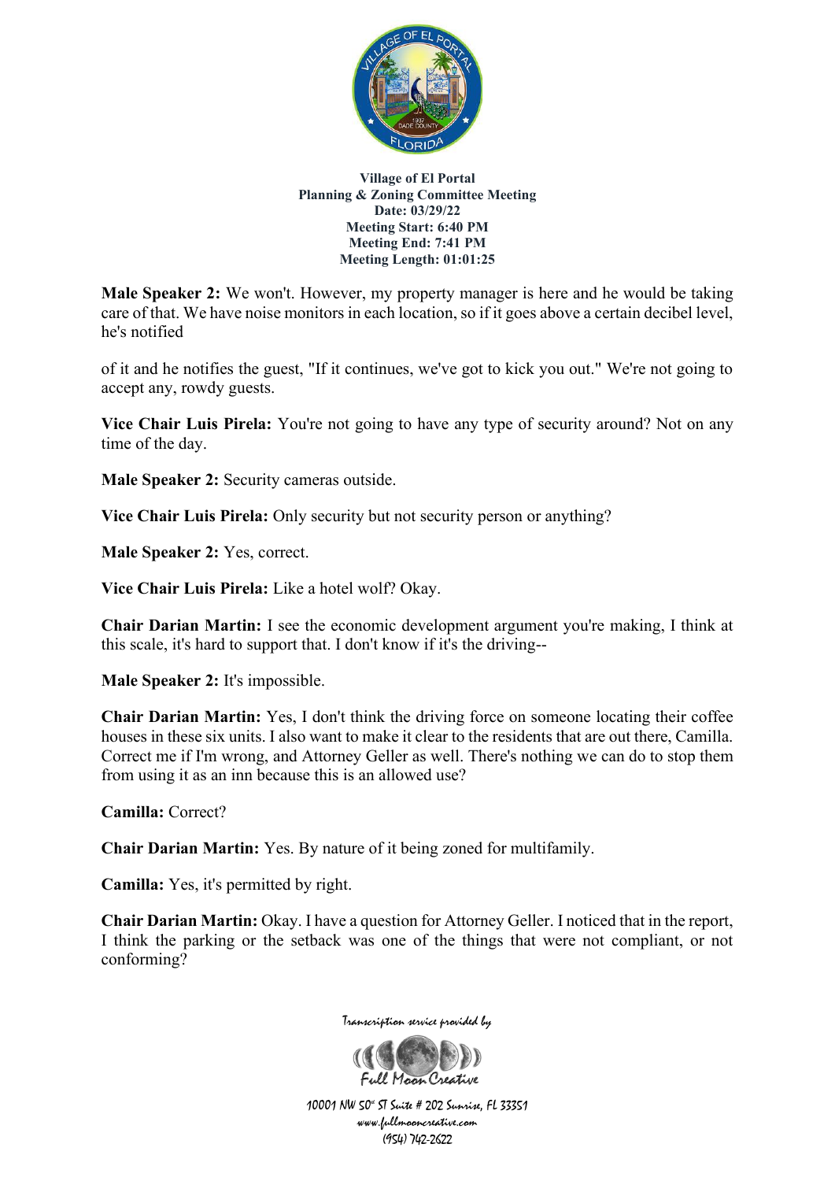**Male Speaker 2:** We won't. However, my property manager is here and he would be taking care of that. We have noise monitors in each location, so if it goes above a certain decibel level, he's notified

of it and he notifies the guest, "If it continues, we've got to kick you out." We're not going to accept any, rowdy guests.

**Vice Chair Luis Pirela:** You're not going to have any type of security around? Not on any time of the day.

**Male Speaker 2:** Security cameras outside.

**Vice Chair Luis Pirela:** Only security but not security person or anything?

**Male Speaker 2:** Yes, correct.

**Vice Chair Luis Pirela:** Like a hotel wolf? Okay.

**Chair Darian Martin:** I see the economic development argument you're making, I think at this scale, it's hard to support that. I don't know if it's the driving--

**Male Speaker 2:** It's impossible.

**Chair Darian Martin:** Yes, I don't think the driving force on someone locating their coffee houses in these six units. I also want to make it clear to the residents that are out there, Camilla. Correct me if I'm wrong, and Attorney Geller as well. There's nothing we can do to stop them from using it as an inn because this is an allowed use?

**Camilla:** Correct?

**Chair Darian Martin:** Yes. By nature of it being zoned for multifamily.

**Camilla:** Yes, it's permitted by right.

**Chair Darian Martin:** Okay. I have a question for Attorney Geller. I noticed that in the report, I think the parking or the setback was one of the things that were not compliant, or not conforming?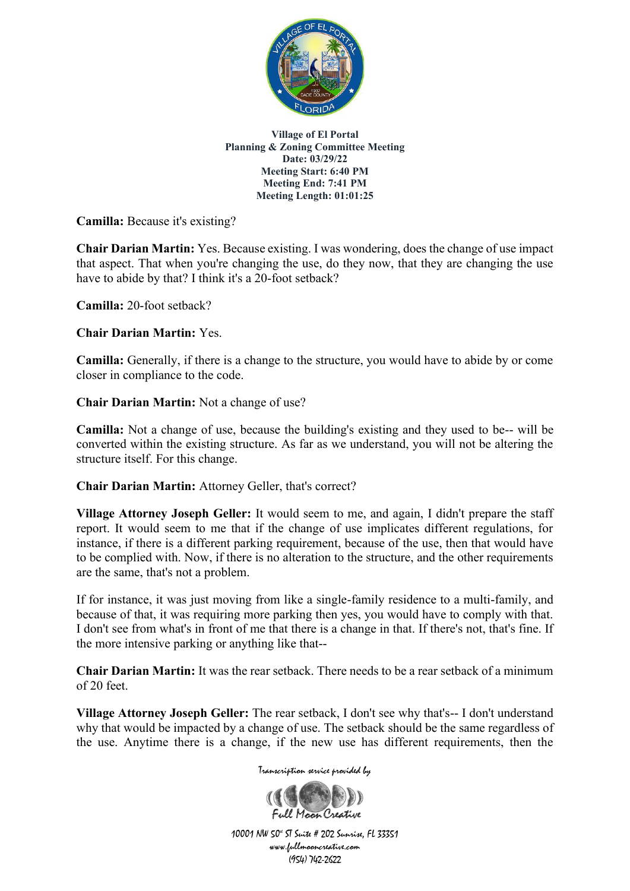**Camilla:** Because it's existing?

**Chair Darian Martin:** Yes. Because existing. I was wondering, does the change of use impact that aspect. That when you're changing the use, do they now, that they are changing the use have to abide by that? I think it's a 20-foot setback?

**Camilla:** 20-foot setback?

**Chair Darian Martin:** Yes.

**Camilla:** Generally, if there is a change to the structure, you would have to abide by or come closer in compliance to the code.

**Chair Darian Martin:** Not a change of use?

**Camilla:** Not a change of use, because the building's existing and they used to be-- will be converted within the existing structure. As far as we understand, you will not be altering the structure itself. For this change.

**Chair Darian Martin:** Attorney Geller, that's correct?

**Village Attorney Joseph Geller:** It would seem to me, and again, I didn't prepare the staff report. It would seem to me that if the change of use implicates different regulations, for instance, if there is a different parking requirement, because of the use, then that would have to be complied with. Now, if there is no alteration to the structure, and the other requirements are the same, that's not a problem.

If for instance, it was just moving from like a single-family residence to a multi-family, and because of that, it was requiring more parking then yes, you would have to comply with that. I don't see from what's in front of me that there is a change in that. If there's not, that's fine. If the more intensive parking or anything like that--

**Chair Darian Martin:** It was the rear setback. There needs to be a rear setback of a minimum of 20 feet.

**Village Attorney Joseph Geller:** The rear setback, I don't see why that's-- I don't understand why that would be impacted by a change of use. The setback should be the same regardless of the use. Anytime there is a change, if the new use has different requirements, then the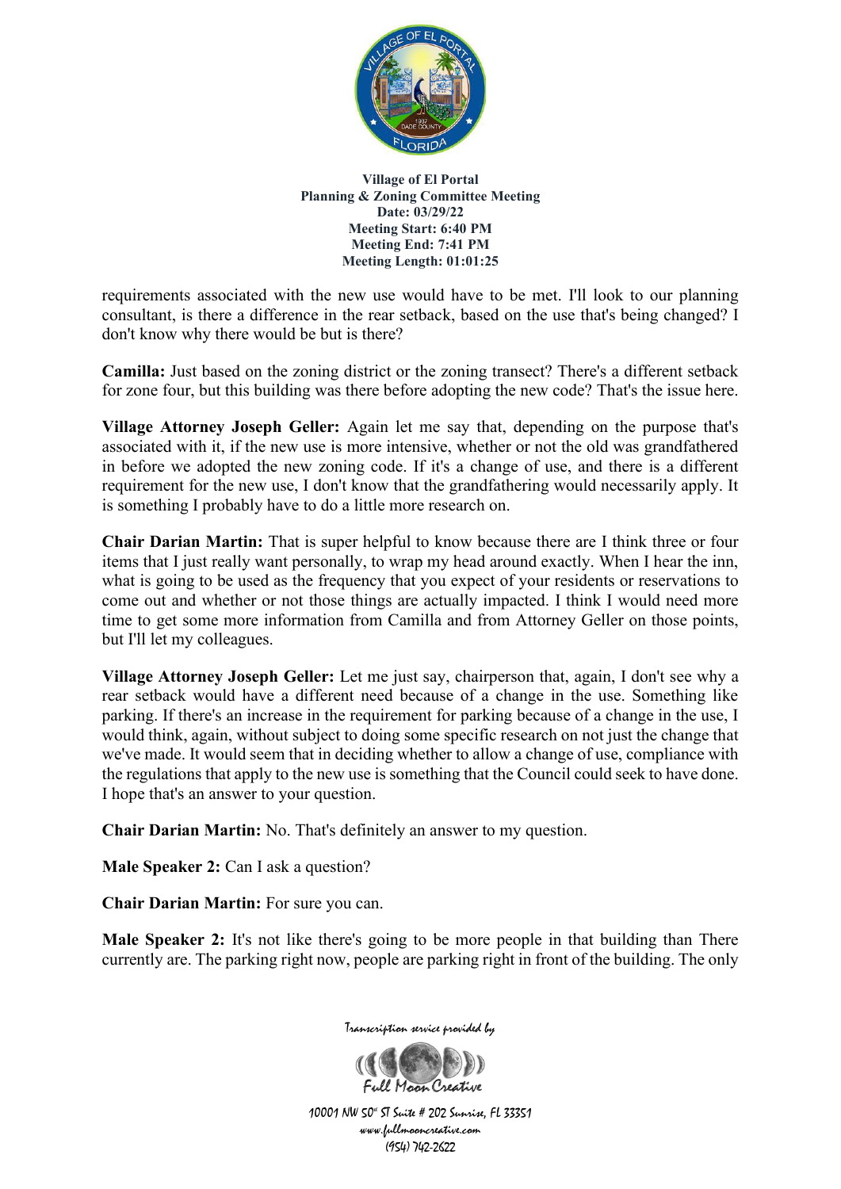requirements associated with the new use would have to be met. I'll look to our planning consultant, is there a difference in the rear setback, based on the use that's being changed? I don't know why there would be but is there?

**Camilla:** Just based on the zoning district or the zoning transect? There's a different setback for zone four, but this building was there before adopting the new code? That's the issue here.

**Village Attorney Joseph Geller:** Again let me say that, depending on the purpose that's associated with it, if the new use is more intensive, whether or not the old was grandfathered in before we adopted the new zoning code. If it's a change of use, and there is a different requirement for the new use, I don't know that the grandfathering would necessarily apply. It is something I probably have to do a little more research on.

**Chair Darian Martin:** That is super helpful to know because there are I think three or four items that I just really want personally, to wrap my head around exactly. When I hear the inn, what is going to be used as the frequency that you expect of your residents or reservations to come out and whether or not those things are actually impacted. I think I would need more time to get some more information from Camilla and from Attorney Geller on those points, but I'll let my colleagues.

**Village Attorney Joseph Geller:** Let me just say, chairperson that, again, I don't see why a rear setback would have a different need because of a change in the use. Something like parking. If there's an increase in the requirement for parking because of a change in the use, I would think, again, without subject to doing some specific research on not just the change that we've made. It would seem that in deciding whether to allow a change of use, compliance with the regulations that apply to the new use is something that the Council could seek to have done. I hope that's an answer to your question.

**Chair Darian Martin:** No. That's definitely an answer to my question.

**Male Speaker 2:** Can I ask a question?

**Chair Darian Martin:** For sure you can.

**Male Speaker 2:** It's not like there's going to be more people in that building than There currently are. The parking right now, people are parking right in front of the building. The only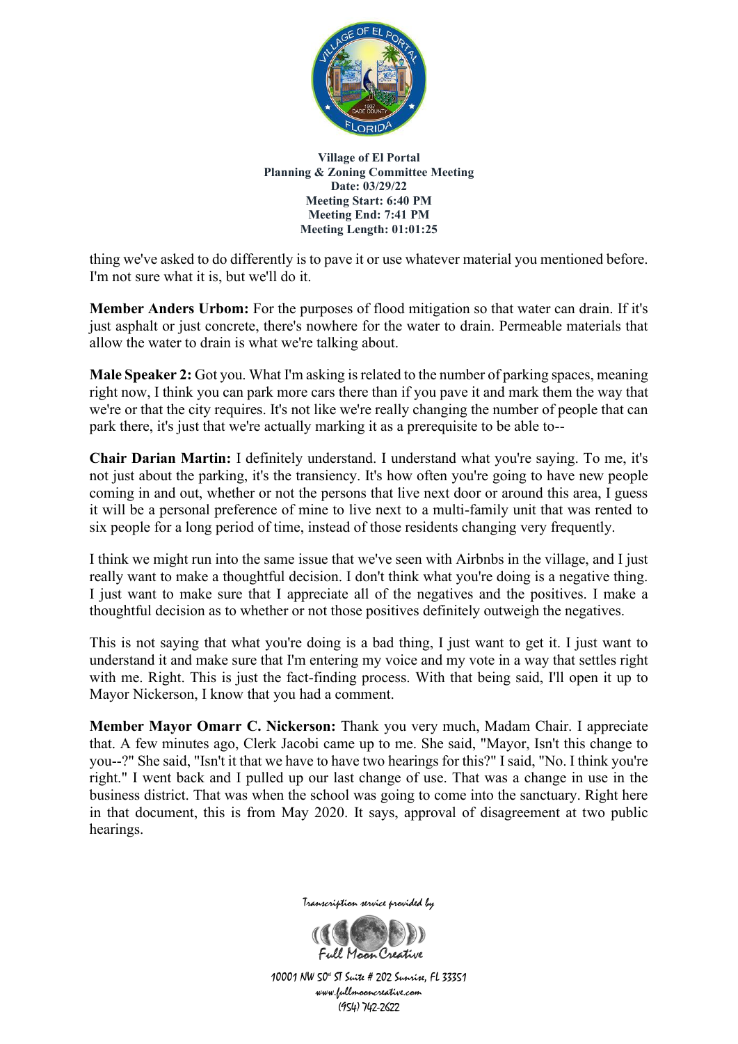thing we've asked to do differently is to pave it or use whatever material you mentioned before. I'm not sure what it is, but we'll do it.

**Member Anders Urbom:** For the purposes of flood mitigation so that water can drain. If it's just asphalt or just concrete, there's nowhere for the water to drain. Permeable materials that allow the water to drain is what we're talking about.

**Male Speaker 2:** Got you. What I'm asking is related to the number of parking spaces, meaning right now, I think you can park more cars there than if you pave it and mark them the way that we're or that the city requires. It's not like we're really changing the number of people that can park there, it's just that we're actually marking it as a prerequisite to be able to--

**Chair Darian Martin:** I definitely understand. I understand what you're saying. To me, it's not just about the parking, it's the transiency. It's how often you're going to have new people coming in and out, whether or not the persons that live next door or around this area, I guess it will be a personal preference of mine to live next to a multi-family unit that was rented to six people for a long period of time, instead of those residents changing very frequently.

I think we might run into the same issue that we've seen with Airbnbs in the village, and I just really want to make a thoughtful decision. I don't think what you're doing is a negative thing. I just want to make sure that I appreciate all of the negatives and the positives. I make a thoughtful decision as to whether or not those positives definitely outweigh the negatives.

This is not saying that what you're doing is a bad thing, I just want to get it. I just want to understand it and make sure that I'm entering my voice and my vote in a way that settles right with me. Right. This is just the fact-finding process. With that being said, I'll open it up to Mayor Nickerson, I know that you had a comment.

**Member Mayor Omarr C. Nickerson:** Thank you very much, Madam Chair. I appreciate that. A few minutes ago, Clerk Jacobi came up to me. She said, "Mayor, Isn't this change to you--?" She said, "Isn't it that we have to have two hearings for this?" I said, "No. I think you're right." I went back and I pulled up our last change of use. That was a change in use in the business district. That was when the school was going to come into the sanctuary. Right here in that document, this is from May 2020. It says, approval of disagreement at two public hearings.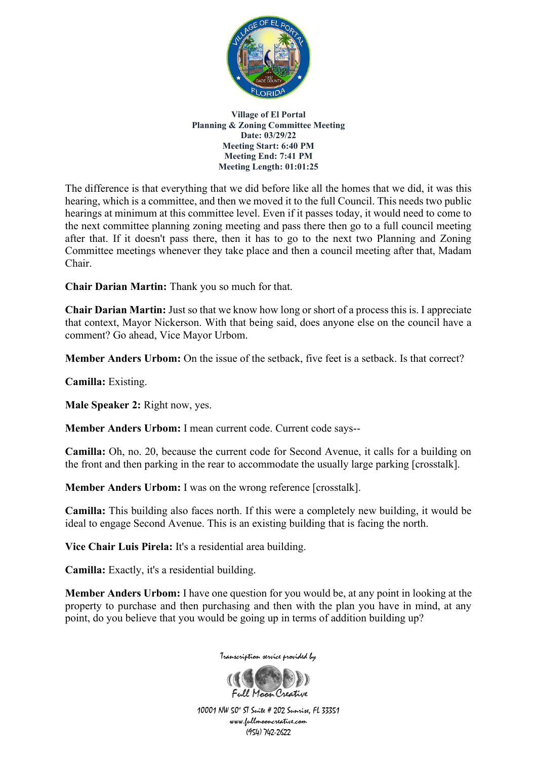The difference is that everything that we did before like all the homes that we did, it was this hearing, which is a committee, and then we moved it to the full Council. This needs two public hearings at minimum at this committee level. Even if it passes today, it would need to come to the next committee planning zoning meeting and pass there then go to a full council meeting after that. If it doesn't pass there, then it has to go to the next two Planning and Zoning Committee meetings whenever they take place and then a council meeting after that, Madam Chair.

**Chair Darian Martin:** Thank you so much for that.

**Chair Darian Martin:** Just so that we know how long or short of a process this is. I appreciate that context, Mayor Nickerson. With that being said, does anyone else on the council have a comment? Go ahead, Vice Mayor Urbom.

**Member Anders Urbom:** On the issue of the setback, five feet is a setback. Is that correct?

**Camilla:** Existing.

**Male Speaker 2:** Right now, yes.

**Member Anders Urbom:** I mean current code. Current code says--

**Camilla:** Oh, no. 20, because the current code for Second Avenue, it calls for a building on the front and then parking in the rear to accommodate the usually large parking [crosstalk].

**Member Anders Urbom:** I was on the wrong reference [crosstalk].

**Camilla:** This building also faces north. If this were a completely new building, it would be ideal to engage Second Avenue. This is an existing building that is facing the north.

**Vice Chair Luis Pirela:** It's a residential area building.

**Camilla:** Exactly, it's a residential building.

**Member Anders Urbom:** I have one question for you would be, at any point in looking at the property to purchase and then purchasing and then with the plan you have in mind, at any point, do you believe that you would be going up in terms of addition building up?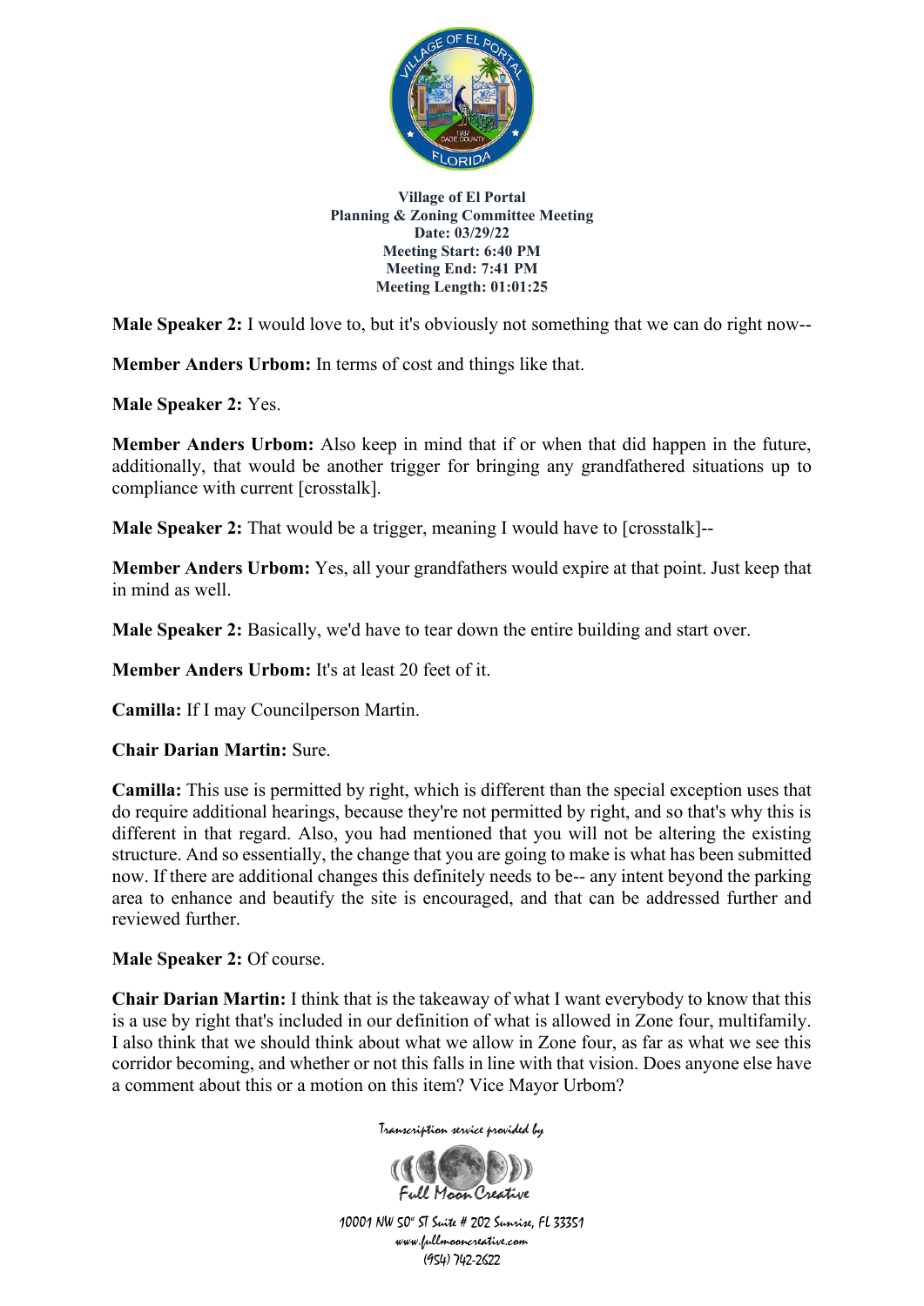**Male Speaker 2:** I would love to, but it's obviously not something that we can do right now--

**Member Anders Urbom:** In terms of cost and things like that.

**Male Speaker 2:** Yes.

**Member Anders Urbom:** Also keep in mind that if or when that did happen in the future, additionally, that would be another trigger for bringing any grandfathered situations up to compliance with current [crosstalk].

**Male Speaker 2:** That would be a trigger, meaning I would have to [crosstalk]--

**Member Anders Urbom:** Yes, all your grandfathers would expire at that point. Just keep that in mind as well.

**Male Speaker 2:** Basically, we'd have to tear down the entire building and start over.

**Member Anders Urbom:** It's at least 20 feet of it.

**Camilla:** If I may Councilperson Martin.

**Chair Darian Martin:** Sure.

**Camilla:** This use is permitted by right, which is different than the special exception uses that do require additional hearings, because they're not permitted by right, and so that's why this is different in that regard. Also, you had mentioned that you will not be altering the existing structure. And so essentially, the change that you are going to make is what has been submitted now. If there are additional changes this definitely needs to be-- any intent beyond the parking area to enhance and beautify the site is encouraged, and that can be addressed further and reviewed further.

**Male Speaker 2:** Of course.

**Chair Darian Martin:** I think that is the takeaway of what I want everybody to know that this is a use by right that's included in our definition of what is allowed in Zone four, multifamily. I also think that we should think about what we allow in Zone four, as far as what we see this corridor becoming, and whether or not this falls in line with that vision. Does anyone else have a comment about this or a motion on this item? Vice Mayor Urbom?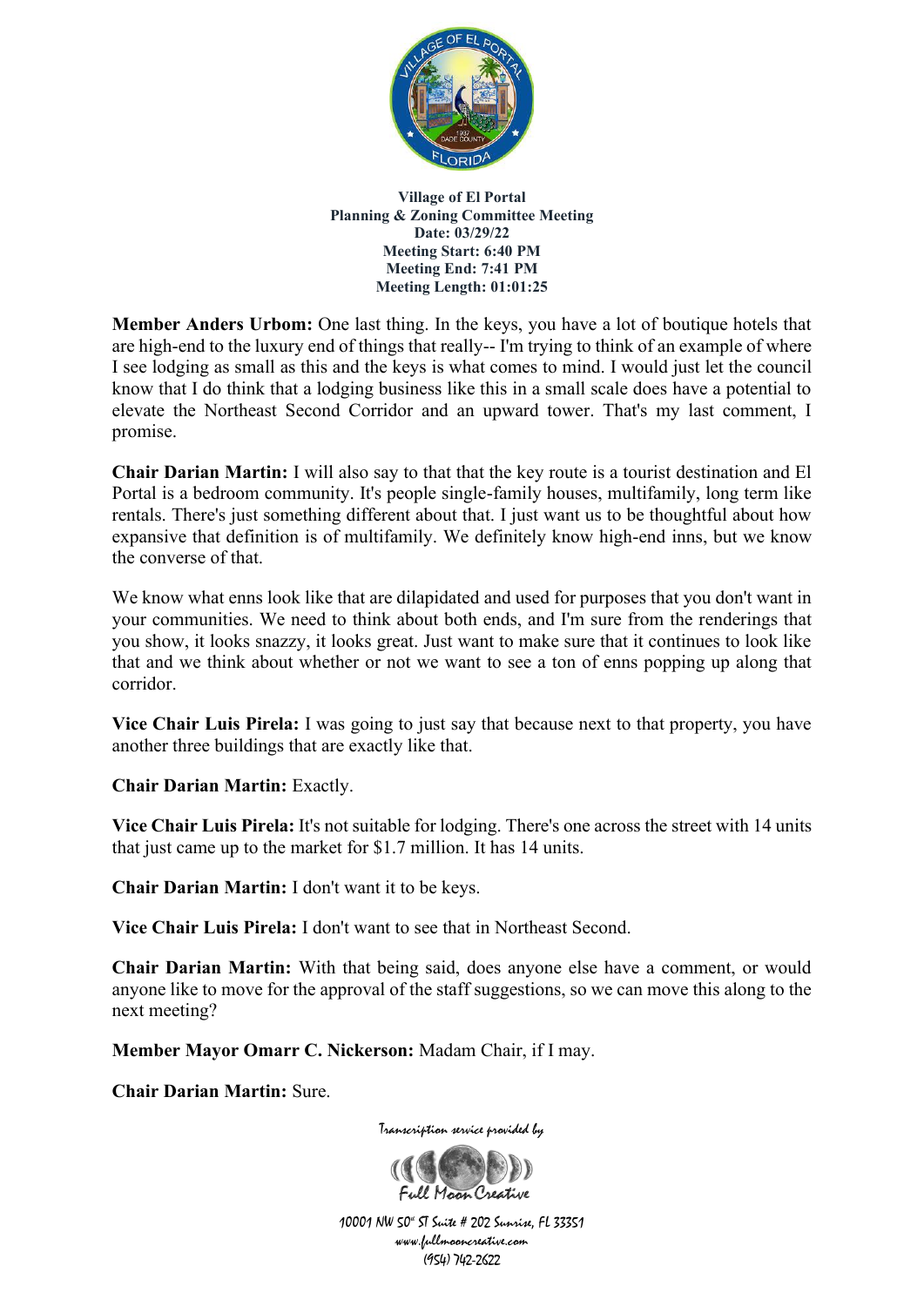**Village of El Portal**
**Planning & Zoning Committee Meeting**
**Date: 03/29/22**
**Meeting Start: 6:40 PM**
**Meeting End: 7:41 PM**
**Meeting Length: 01:01:25**

**Member Anders Urbom:** One last thing. In the keys, you have a lot of boutique hotels that are high-end to the luxury end of things that really-- I'm trying to think of an example of where I see lodging as small as this and the keys is what comes to mind. I would just let the council know that I do think that a lodging business like this in a small scale does have a potential to elevate the Northeast Second Corridor and an upward tower. That's my last comment, I promise.

**Chair Darian Martin:** I will also say to that that the key route is a tourist destination and El Portal is a bedroom community. It's people single-family houses, multifamily, long term like rentals. There's just something different about that. I just want us to be thoughtful about how expansive that definition is of multifamily. We definitely know high-end inns, but we know the converse of that.

We know what enns look like that are dilapidated and used for purposes that you don't want in your communities. We need to think about both ends, and I'm sure from the renderings that you show, it looks snazzy, it looks great. Just want to make sure that it continues to look like that and we think about whether or not we want to see a ton of enns popping up along that corridor.

**Vice Chair Luis Pirela:** I was going to just say that because next to that property, you have another three buildings that are exactly like that.

**Chair Darian Martin:** Exactly.

**Vice Chair Luis Pirela:** It's not suitable for lodging. There's one across the street with 14 units that just came up to the market for $1.7 million. It has 14 units.

**Chair Darian Martin:** I don't want it to be keys.

**Vice Chair Luis Pirela:** I don't want to see that in Northeast Second.

**Chair Darian Martin:** With that being said, does anyone else have a comment, or would anyone like to move for the approval of the staff suggestions, so we can move this along to the next meeting?

**Member Mayor Omarr C. Nickerson:** Madam Chair, if I may.

**Chair Darian Martin:** Sure.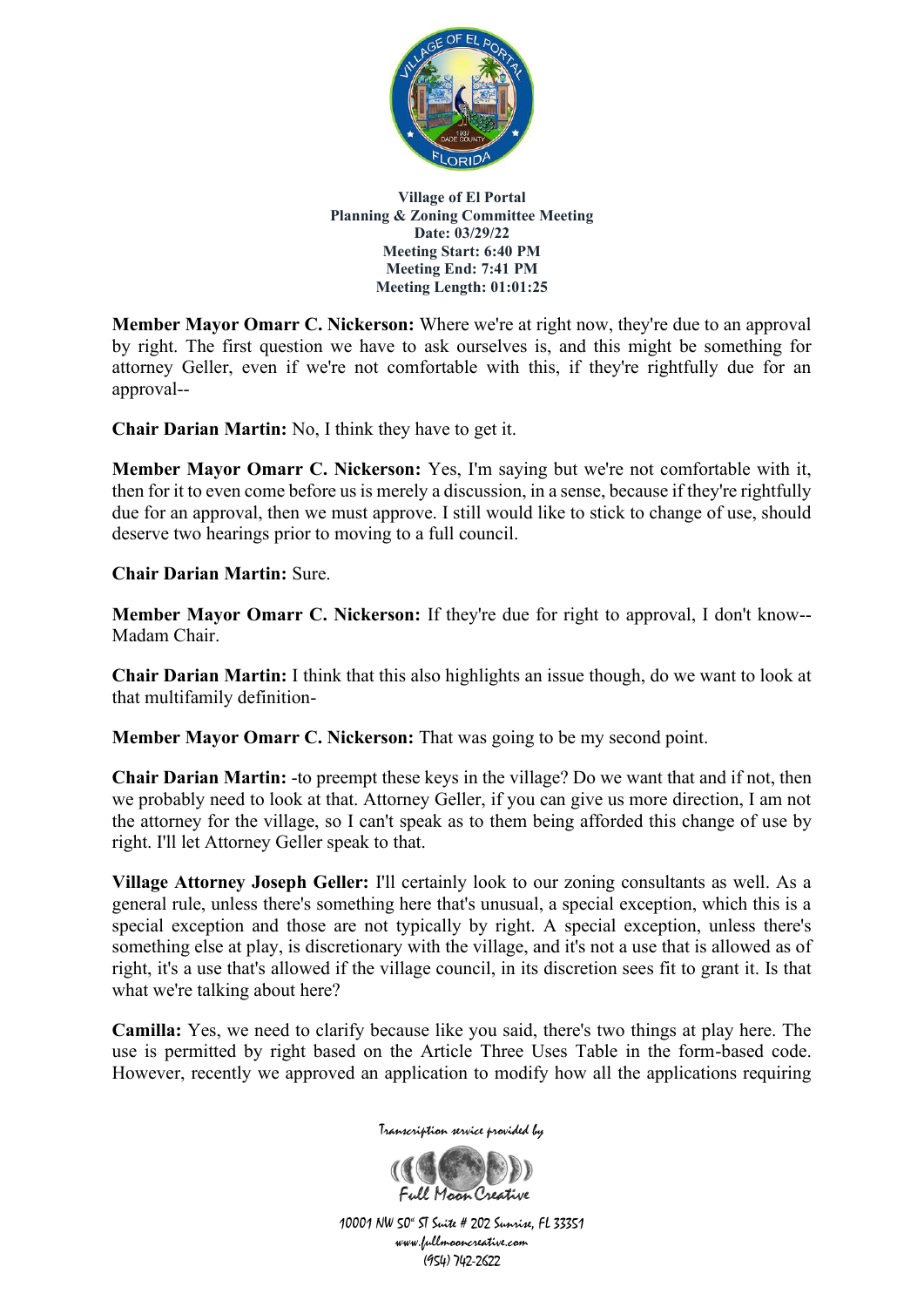**Village of El Portal**
**Planning & Zoning Committee Meeting**
**Date: 03/29/22**
**Meeting Start: 6:40 PM**
**Meeting End: 7:41 PM**
**Meeting Length: 01:01:25**

**Member Mayor Omarr C. Nickerson:** Where we're at right now, they're due to an approval by right. The first question we have to ask ourselves is, and this might be something for attorney Geller, even if we're not comfortable with this, if they're rightfully due for an approval--

**Chair Darian Martin:** No, I think they have to get it.

**Member Mayor Omarr C. Nickerson:** Yes, I'm saying but we're not comfortable with it, then for it to even come before us is merely a discussion, in a sense, because if they're rightfully due for an approval, then we must approve. I still would like to stick to change of use, should deserve two hearings prior to moving to a full council.

**Chair Darian Martin:** Sure.

**Member Mayor Omarr C. Nickerson:** If they're due for right to approval, I don't know-- Madam Chair.

**Chair Darian Martin:** I think that this also highlights an issue though, do we want to look at that multifamily definition-

**Member Mayor Omarr C. Nickerson:** That was going to be my second point.

**Chair Darian Martin:** -to preempt these keys in the village? Do we want that and if not, then we probably need to look at that. Attorney Geller, if you can give us more direction, I am not the attorney for the village, so I can't speak as to them being afforded this change of use by right. I'll let Attorney Geller speak to that.

**Village Attorney Joseph Geller:** I'll certainly look to our zoning consultants as well. As a general rule, unless there's something here that's unusual, a special exception, which this is a special exception and those are not typically by right. A special exception, unless there's something else at play, is discretionary with the village, and it's not a use that is allowed as of right, it's a use that's allowed if the village council, in its discretion sees fit to grant it. Is that what we're talking about here?

**Camilla:** Yes, we need to clarify because like you said, there's two things at play here. The use is permitted by right based on the Article Three Uses Table in the form-based code. However, recently we approved an application to modify how all the applications requiring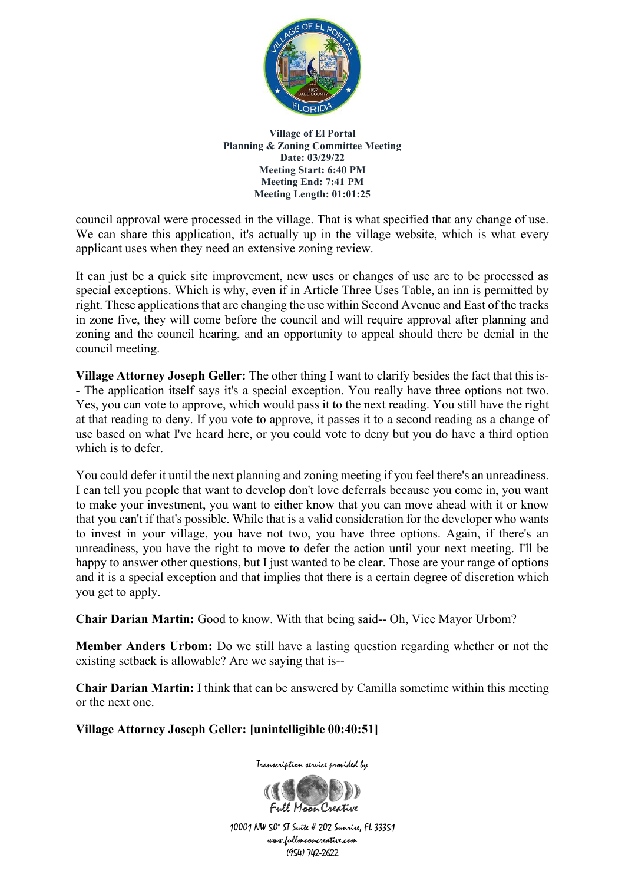council approval were processed in the village. That is what specified that any change of use. We can share this application, it's actually up in the village website, which is what every applicant uses when they need an extensive zoning review.

It can just be a quick site improvement, new uses or changes of use are to be processed as special exceptions. Which is why, even if in Article Three Uses Table, an inn is permitted by right. These applications that are changing the use within Second Avenue and East of the tracks in zone five, they will come before the council and will require approval after planning and zoning and the council hearing, and an opportunity to appeal should there be denial in the council meeting.

**Village Attorney Joseph Geller:** The other thing I want to clarify besides the fact that this is-- The application itself says it's a special exception. You really have three options not two. Yes, you can vote to approve, which would pass it to the next reading. You still have the right at that reading to deny. If you vote to approve, it passes it to a second reading as a change of use based on what I've heard here, or you could vote to deny but you do have a third option which is to defer.

You could defer it until the next planning and zoning meeting if you feel there's an unreadiness. I can tell you people that want to develop don't love deferrals because you come in, you want to make your investment, you want to either know that you can move ahead with it or know that you can't if that's possible. While that is a valid consideration for the developer who wants to invest in your village, you have not two, you have three options. Again, if there's an unreadiness, you have the right to move to defer the action until your next meeting. I'll be happy to answer other questions, but I just wanted to be clear. Those are your range of options and it is a special exception and that implies that there is a certain degree of discretion which you get to apply.

**Chair Darian Martin:** Good to know. With that being said-- Oh, Vice Mayor Urbom?

**Member Anders Urbom:** Do we still have a lasting question regarding whether or not the existing setback is allowable? Are we saying that is--

**Chair Darian Martin:** I think that can be answered by Camilla sometime within this meeting or the next one.

**Village Attorney Joseph Geller: [unintelligible 00:40:51]**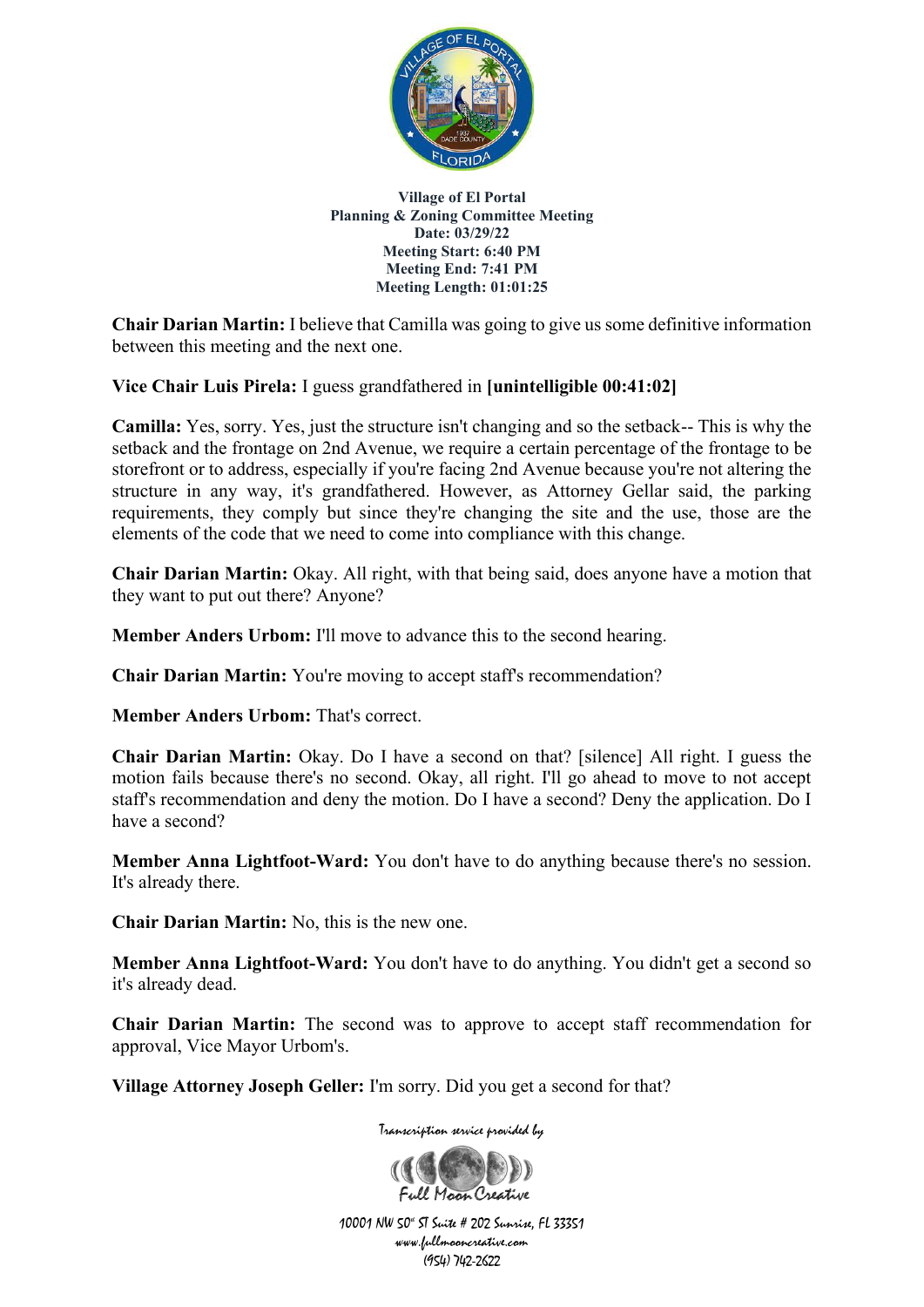**Village of El Portal**
**Planning & Zoning Committee Meeting**
**Date: 03/29/22**
**Meeting Start: 6:40 PM**
**Meeting End: 7:41 PM**
**Meeting Length: 01:01:25**

**Chair Darian Martin:** I believe that Camilla was going to give us some definitive information between this meeting and the next one.

**Vice Chair Luis Pirela:** I guess grandfathered in **[unintelligible 00:41:02]**

**Camilla:** Yes, sorry. Yes, just the structure isn't changing and so the setback-- This is why the setback and the frontage on 2nd Avenue, we require a certain percentage of the frontage to be storefront or to address, especially if you're facing 2nd Avenue because you're not altering the structure in any way, it's grandfathered. However, as Attorney Gellar said, the parking requirements, they comply but since they're changing the site and the use, those are the elements of the code that we need to come into compliance with this change.

**Chair Darian Martin:** Okay. All right, with that being said, does anyone have a motion that they want to put out there? Anyone?

**Member Anders Urbom:** I'll move to advance this to the second hearing.

**Chair Darian Martin:** You're moving to accept staff's recommendation?

**Member Anders Urbom:** That's correct.

**Chair Darian Martin:** Okay. Do I have a second on that? [silence] All right. I guess the motion fails because there's no second. Okay, all right. I'll go ahead to move to not accept staff's recommendation and deny the motion. Do I have a second? Deny the application. Do I have a second?

**Member Anna Lightfoot-Ward:** You don't have to do anything because there's no session. It's already there.

**Chair Darian Martin:** No, this is the new one.

**Member Anna Lightfoot-Ward:** You don't have to do anything. You didn't get a second so it's already dead.

**Chair Darian Martin:** The second was to approve to accept staff recommendation for approval, Vice Mayor Urbom's.

**Village Attorney Joseph Geller:** I'm sorry. Did you get a second for that?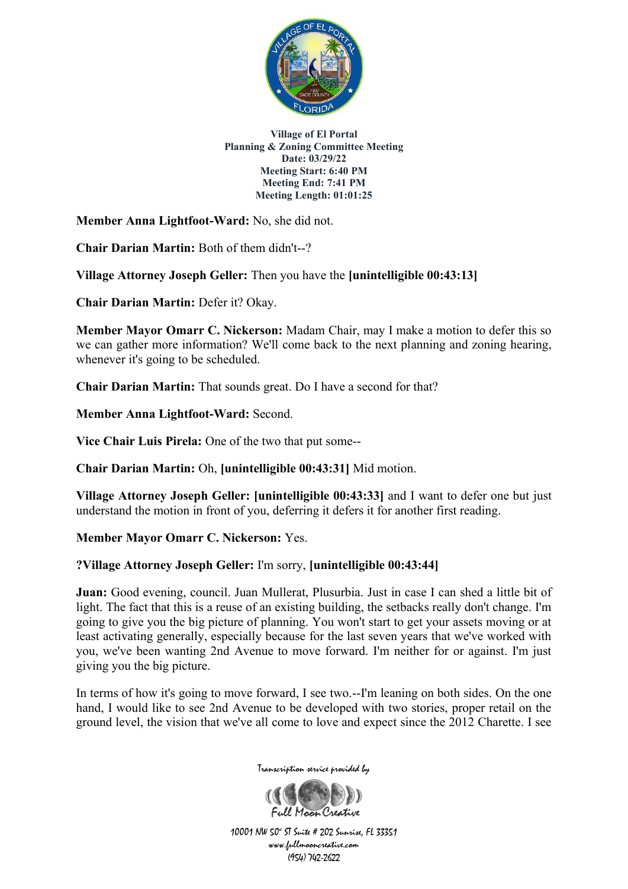**Village of El Portal**
**Planning & Zoning Committee Meeting**
**Date: 03/29/22**
**Meeting Start: 6:40 PM**
**Meeting End: 7:41 PM**
**Meeting Length: 01:01:25**

**Member Anna Lightfoot-Ward:** No, she did not.

**Chair Darian Martin:** Both of them didn't--?

**Village Attorney Joseph Geller:** Then you have the **[unintelligible 00:43:13]**

**Chair Darian Martin:** Defer it? Okay.

**Member Mayor Omarr C. Nickerson:** Madam Chair, may I make a motion to defer this so we can gather more information? We'll come back to the next planning and zoning hearing, whenever it's going to be scheduled.

**Chair Darian Martin:** That sounds great. Do I have a second for that?

**Member Anna Lightfoot-Ward:** Second.

**Vice Chair Luis Pirela:** One of the two that put some--

**Chair Darian Martin:** Oh, **[unintelligible 00:43:31]** Mid motion.

**Village Attorney Joseph Geller: [unintelligible 00:43:33]** and I want to defer one but just understand the motion in front of you, deferring it defers it for another first reading.

**Member Mayor Omarr C. Nickerson:** Yes.

**?Village Attorney Joseph Geller:** I'm sorry, **[unintelligible 00:43:44]**

**Juan:** Good evening, council. Juan Mullerat, Plusurbia. Just in case I can shed a little bit of light. The fact that this is a reuse of an existing building, the setbacks really don't change. I'm going to give you the big picture of planning. You won't start to get your assets moving or at least activating generally, especially because for the last seven years that we've worked with you, we've been wanting 2nd Avenue to move forward. I'm neither for or against. I'm just giving you the big picture.

In terms of how it's going to move forward, I see two.--I'm leaning on both sides. On the one hand, I would like to see 2nd Avenue to be developed with two stories, proper retail on the ground level, the vision that we've all come to love and expect since the 2012 Charette. I see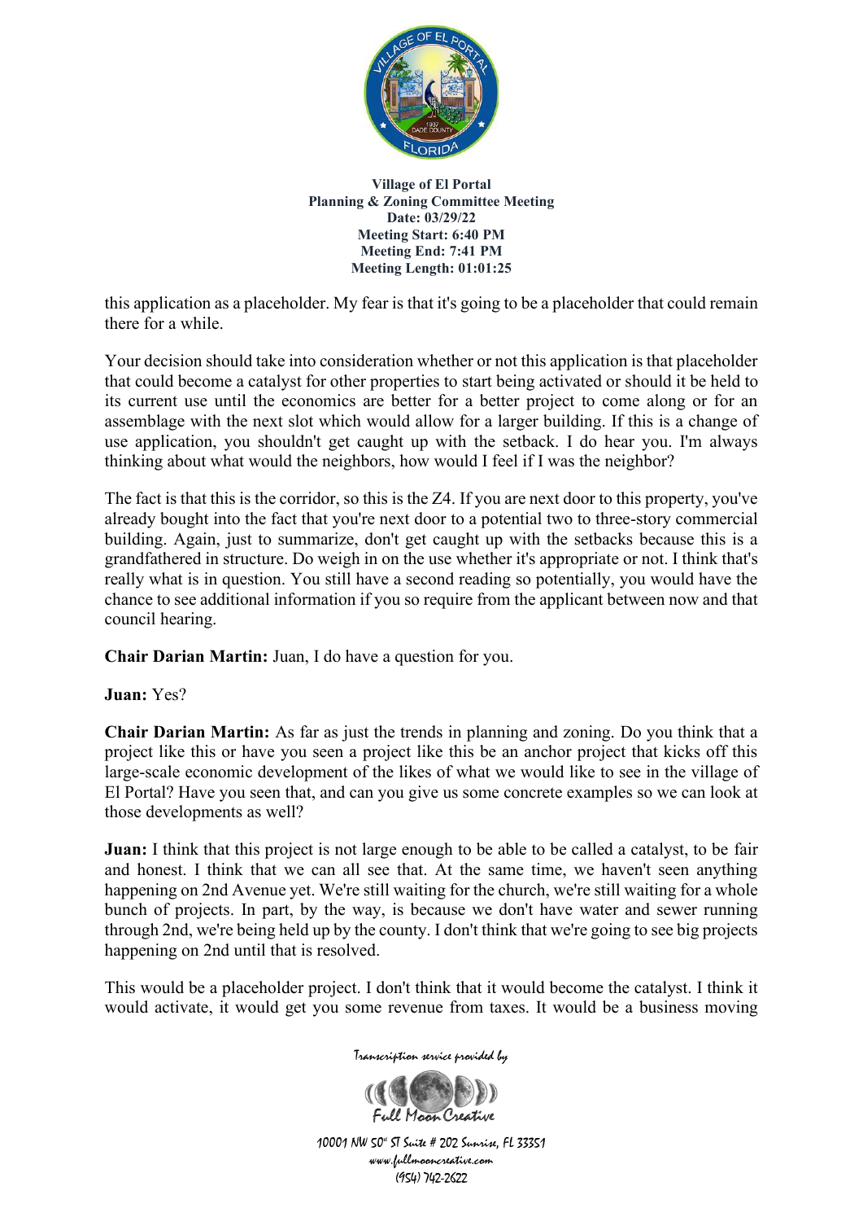this application as a placeholder. My fear is that it's going to be a placeholder that could remain there for a while.

Your decision should take into consideration whether or not this application is that placeholder that could become a catalyst for other properties to start being activated or should it be held to its current use until the economics are better for a better project to come along or for an assemblage with the next slot which would allow for a larger building. If this is a change of use application, you shouldn't get caught up with the setback. I do hear you. I'm always thinking about what would the neighbors, how would I feel if I was the neighbor?

The fact is that this is the corridor, so this is the Z4. If you are next door to this property, you've already bought into the fact that you're next door to a potential two to three-story commercial building. Again, just to summarize, don't get caught up with the setbacks because this is a grandfathered in structure. Do weigh in on the use whether it's appropriate or not. I think that's really what is in question. You still have a second reading so potentially, you would have the chance to see additional information if you so require from the applicant between now and that council hearing.

**Chair Darian Martin:** Juan, I do have a question for you.

**Juan:** Yes?

**Chair Darian Martin:** As far as just the trends in planning and zoning. Do you think that a project like this or have you seen a project like this be an anchor project that kicks off this large-scale economic development of the likes of what we would like to see in the village of El Portal? Have you seen that, and can you give us some concrete examples so we can look at those developments as well?

**Juan:** I think that this project is not large enough to be able to be called a catalyst, to be fair and honest. I think that we can all see that. At the same time, we haven't seen anything happening on 2nd Avenue yet. We're still waiting for the church, we're still waiting for a whole bunch of projects. In part, by the way, is because we don't have water and sewer running through 2nd, we're being held up by the county. I don't think that we're going to see big projects happening on 2nd until that is resolved.

This would be a placeholder project. I don't think that it would become the catalyst. I think it would activate, it would get you some revenue from taxes. It would be a business moving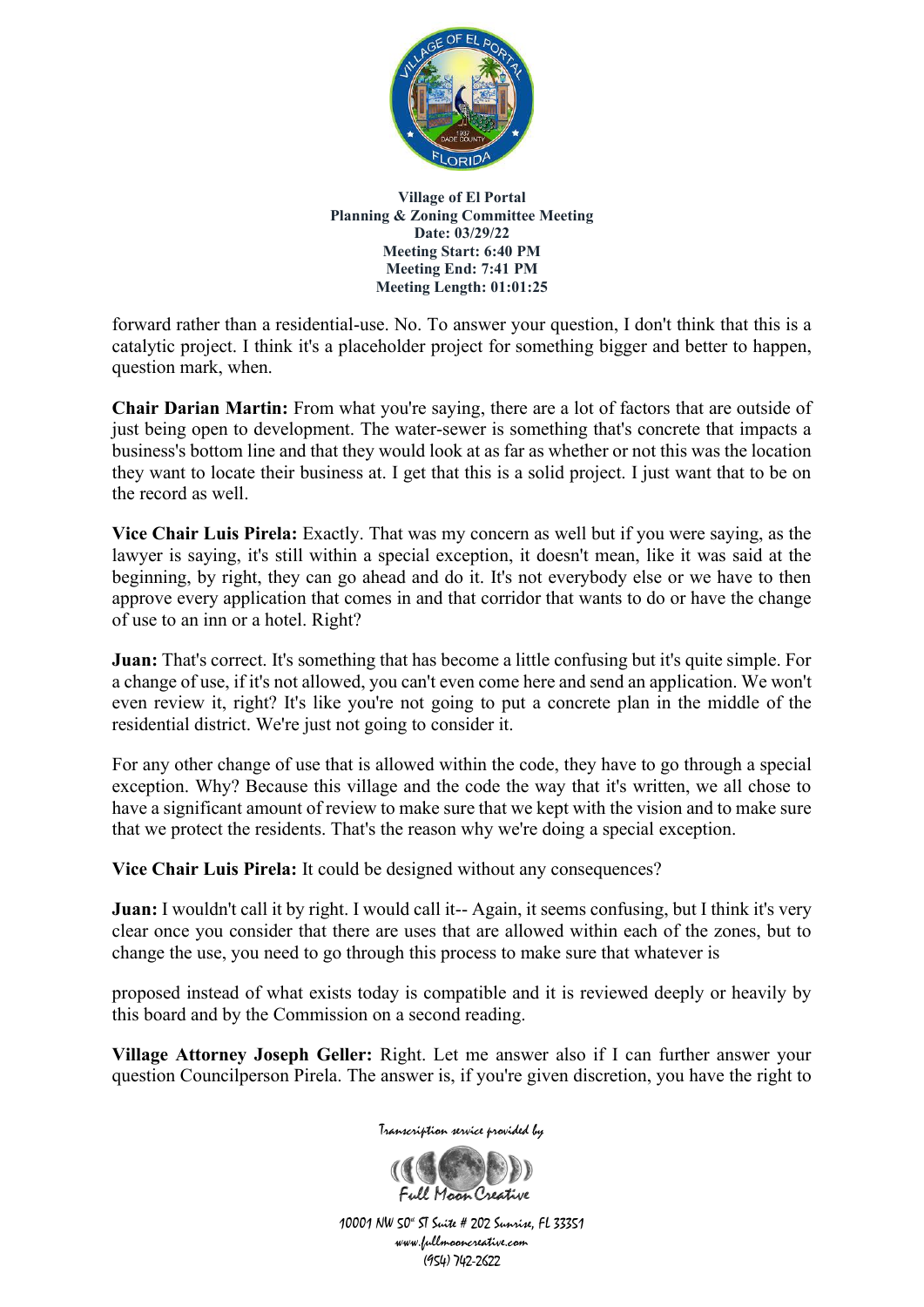forward rather than a residential-use. No. To answer your question, I don't think that this is a catalytic project. I think it's a placeholder project for something bigger and better to happen, question mark, when.

**Chair Darian Martin:** From what you're saying, there are a lot of factors that are outside of just being open to development. The water-sewer is something that's concrete that impacts a business's bottom line and that they would look at as far as whether or not this was the location they want to locate their business at. I get that this is a solid project. I just want that to be on the record as well.

**Vice Chair Luis Pirela:** Exactly. That was my concern as well but if you were saying, as the lawyer is saying, it's still within a special exception, it doesn't mean, like it was said at the beginning, by right, they can go ahead and do it. It's not everybody else or we have to then approve every application that comes in and that corridor that wants to do or have the change of use to an inn or a hotel. Right?

**Juan:** That's correct. It's something that has become a little confusing but it's quite simple. For a change of use, if it's not allowed, you can't even come here and send an application. We won't even review it, right? It's like you're not going to put a concrete plan in the middle of the residential district. We're just not going to consider it.

For any other change of use that is allowed within the code, they have to go through a special exception. Why? Because this village and the code the way that it's written, we all chose to have a significant amount of review to make sure that we kept with the vision and to make sure that we protect the residents. That's the reason why we're doing a special exception.

**Vice Chair Luis Pirela:** It could be designed without any consequences?

**Juan:** I wouldn't call it by right. I would call it-- Again, it seems confusing, but I think it's very clear once you consider that there are uses that are allowed within each of the zones, but to change the use, you need to go through this process to make sure that whatever is proposed instead of what exists today is compatible and it is reviewed deeply or heavily by this board and by the Commission on a second reading.

**Village Attorney Joseph Geller:** Right. Let me answer also if I can further answer your question Councilperson Pirela. The answer is, if you're given discretion, you have the right to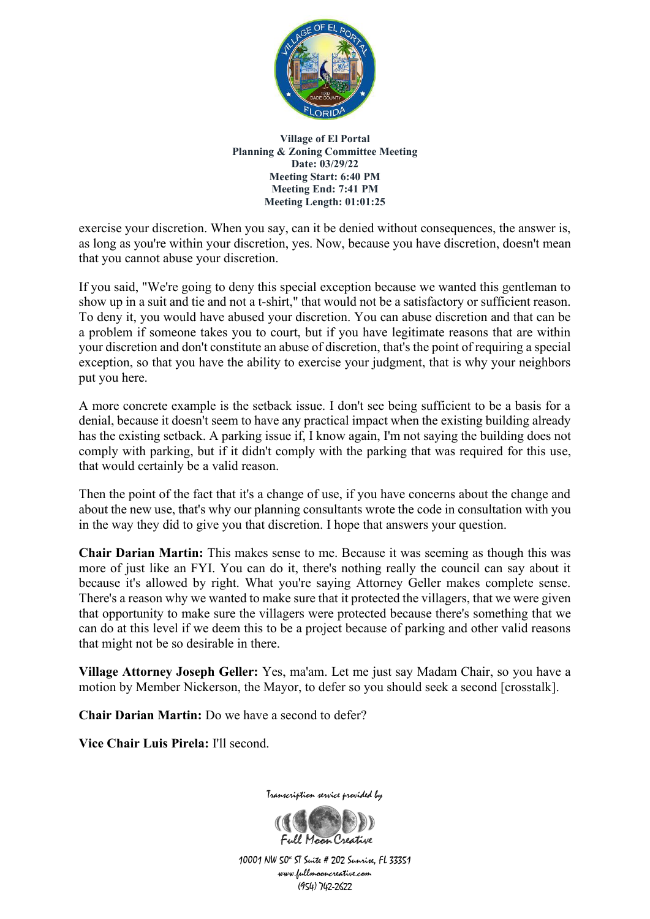exercise your discretion. When you say, can it be denied without consequences, the answer is, as long as you're within your discretion, yes. Now, because you have discretion, doesn't mean that you cannot abuse your discretion.

If you said, "We're going to deny this special exception because we wanted this gentleman to show up in a suit and tie and not a t-shirt," that would not be a satisfactory or sufficient reason. To deny it, you would have abused your discretion. You can abuse discretion and that can be a problem if someone takes you to court, but if you have legitimate reasons that are within your discretion and don't constitute an abuse of discretion, that's the point of requiring a special exception, so that you have the ability to exercise your judgment, that is why your neighbors put you here.

A more concrete example is the setback issue. I don't see being sufficient to be a basis for a denial, because it doesn't seem to have any practical impact when the existing building already has the existing setback. A parking issue if, I know again, I'm not saying the building does not comply with parking, but if it didn't comply with the parking that was required for this use, that would certainly be a valid reason.

Then the point of the fact that it's a change of use, if you have concerns about the change and about the new use, that's why our planning consultants wrote the code in consultation with you in the way they did to give you that discretion. I hope that answers your question.

**Chair Darian Martin:** This makes sense to me. Because it was seeming as though this was more of just like an FYI. You can do it, there's nothing really the council can say about it because it's allowed by right. What you're saying Attorney Geller makes complete sense. There's a reason why we wanted to make sure that it protected the villagers, that we were given that opportunity to make sure the villagers were protected because there's something that we can do at this level if we deem this to be a project because of parking and other valid reasons that might not be so desirable in there.

**Village Attorney Joseph Geller:** Yes, ma'am. Let me just say Madam Chair, so you have a motion by Member Nickerson, the Mayor, to defer so you should seek a second [crosstalk].

**Chair Darian Martin:** Do we have a second to defer?

**Vice Chair Luis Pirela:** I'll second.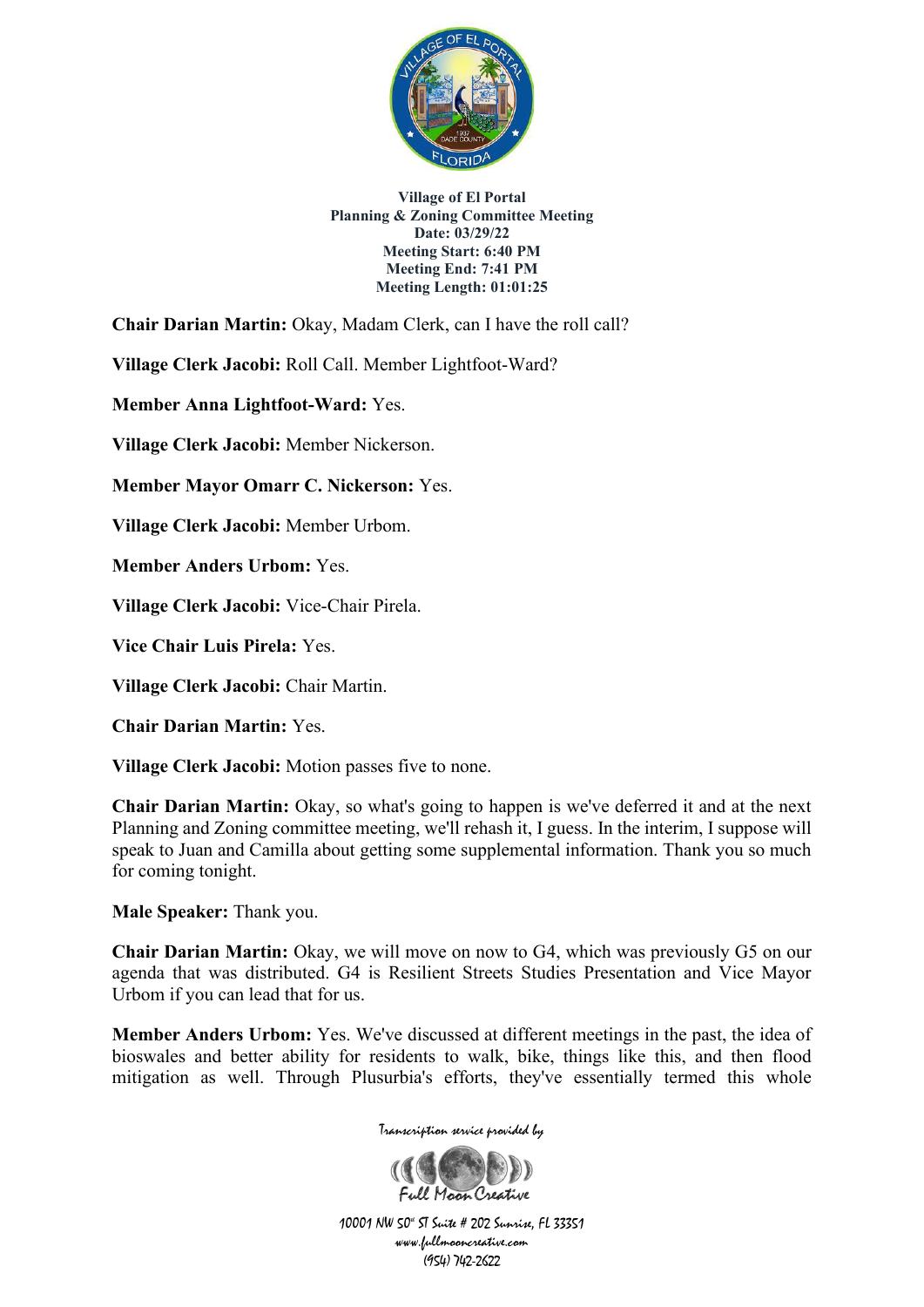**Village of El Portal**
**Planning & Zoning Committee Meeting**
**Date: 03/29/22**
**Meeting Start: 6:40 PM**
**Meeting End: 7:41 PM**
**Meeting Length: 01:01:25**

**Chair Darian Martin:** Okay, Madam Clerk, can I have the roll call?

**Village Clerk Jacobi:** Roll Call. Member Lightfoot-Ward?

**Member Anna Lightfoot-Ward:** Yes.

**Village Clerk Jacobi:** Member Nickerson.

**Member Mayor Omarr C. Nickerson:** Yes.

**Village Clerk Jacobi:** Member Urbom.

**Member Anders Urbom:** Yes.

**Village Clerk Jacobi:** Vice-Chair Pirela.

**Vice Chair Luis Pirela:** Yes.

**Village Clerk Jacobi:** Chair Martin.

**Chair Darian Martin:** Yes.

**Village Clerk Jacobi:** Motion passes five to none.

**Chair Darian Martin:** Okay, so what's going to happen is we've deferred it and at the next Planning and Zoning committee meeting, we'll rehash it, I guess. In the interim, I suppose will speak to Juan and Camilla about getting some supplemental information. Thank you so much for coming tonight.

**Male Speaker:** Thank you.

**Chair Darian Martin:** Okay, we will move on now to G4, which was previously G5 on our agenda that was distributed. G4 is Resilient Streets Studies Presentation and Vice Mayor Urbom if you can lead that for us.

**Member Anders Urbom:** Yes. We've discussed at different meetings in the past, the idea of bioswales and better ability for residents to walk, bike, things like this, and then flood mitigation as well. Through Plusurbia's efforts, they've essentially termed this whole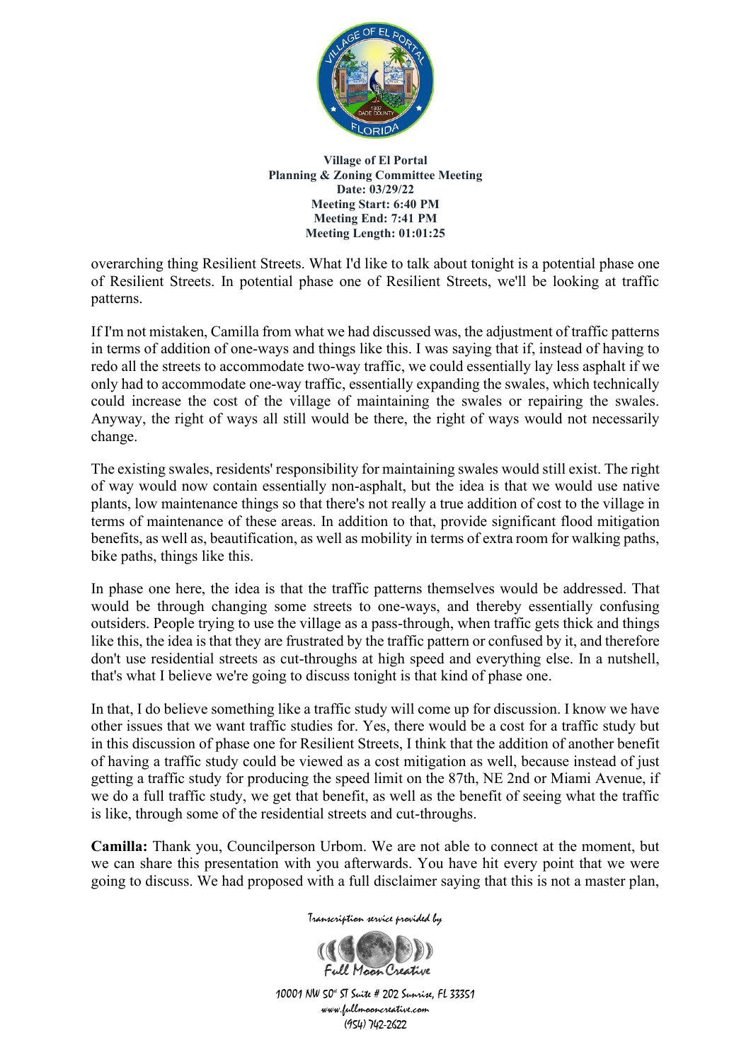overarching thing Resilient Streets. What I'd like to talk about tonight is a potential phase one of Resilient Streets. In potential phase one of Resilient Streets, we'll be looking at traffic patterns.

If I'm not mistaken, Camilla from what we had discussed was, the adjustment of traffic patterns in terms of addition of one-ways and things like this. I was saying that if, instead of having to redo all the streets to accommodate two-way traffic, we could essentially lay less asphalt if we only had to accommodate one-way traffic, essentially expanding the swales, which technically could increase the cost of the village of maintaining the swales or repairing the swales. Anyway, the right of ways all still would be there, the right of ways would not necessarily change.

The existing swales, residents' responsibility for maintaining swales would still exist. The right of way would now contain essentially non-asphalt, but the idea is that we would use native plants, low maintenance things so that there's not really a true addition of cost to the village in terms of maintenance of these areas. In addition to that, provide significant flood mitigation benefits, as well as, beautification, as well as mobility in terms of extra room for walking paths, bike paths, things like this.

In phase one here, the idea is that the traffic patterns themselves would be addressed. That would be through changing some streets to one-ways, and thereby essentially confusing outsiders. People trying to use the village as a pass-through, when traffic gets thick and things like this, the idea is that they are frustrated by the traffic pattern or confused by it, and therefore don't use residential streets as cut-throughs at high speed and everything else. In a nutshell, that's what I believe we're going to discuss tonight is that kind of phase one.

In that, I do believe something like a traffic study will come up for discussion. I know we have other issues that we want traffic studies for. Yes, there would be a cost for a traffic study but in this discussion of phase one for Resilient Streets, I think that the addition of another benefit of having a traffic study could be viewed as a cost mitigation as well, because instead of just getting a traffic study for producing the speed limit on the 87th, NE 2nd or Miami Avenue, if we do a full traffic study, we get that benefit, as well as the benefit of seeing what the traffic is like, through some of the residential streets and cut-throughs.

**Camilla:** Thank you, Councilperson Urbom. We are not able to connect at the moment, but we can share this presentation with you afterwards. You have hit every point that we were going to discuss. We had proposed with a full disclaimer saying that this is not a master plan,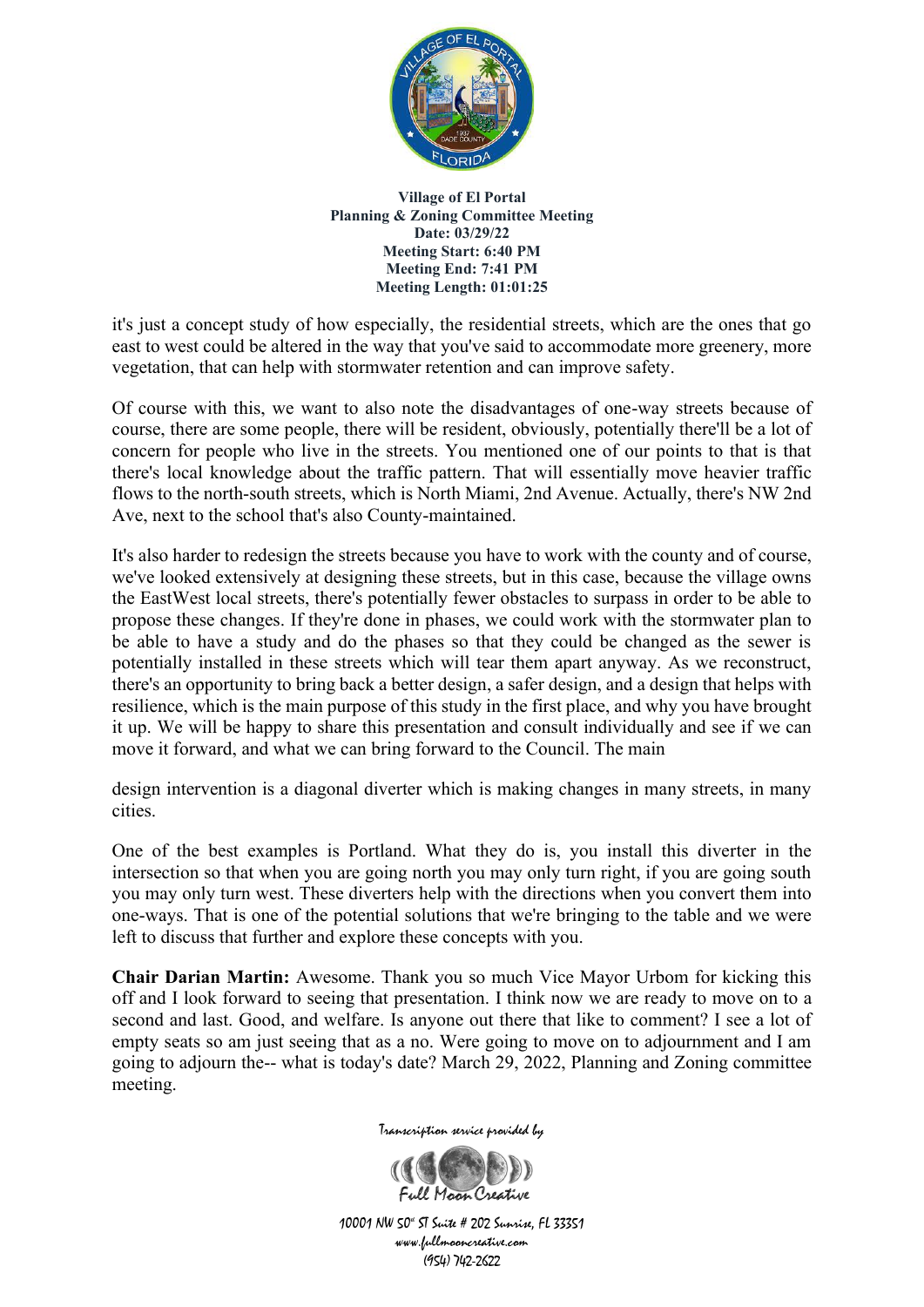it's just a concept study of how especially, the residential streets, which are the ones that go east to west could be altered in the way that you've said to accommodate more greenery, more vegetation, that can help with stormwater retention and can improve safety.

Of course with this, we want to also note the disadvantages of one-way streets because of course, there are some people, there will be resident, obviously, potentially there'll be a lot of concern for people who live in the streets. You mentioned one of our points to that is that there's local knowledge about the traffic pattern. That will essentially move heavier traffic flows to the north-south streets, which is North Miami, 2nd Avenue. Actually, there's NW 2nd Ave, next to the school that's also County-maintained.

It's also harder to redesign the streets because you have to work with the county and of course, we've looked extensively at designing these streets, but in this case, because the village owns the EastWest local streets, there's potentially fewer obstacles to surpass in order to be able to propose these changes. If they're done in phases, we could work with the stormwater plan to be able to have a study and do the phases so that they could be changed as the sewer is potentially installed in these streets which will tear them apart anyway. As we reconstruct, there's an opportunity to bring back a better design, a safer design, and a design that helps with resilience, which is the main purpose of this study in the first place, and why you have brought it up. We will be happy to share this presentation and consult individually and see if we can move it forward, and what we can bring forward to the Council. The main

design intervention is a diagonal diverter which is making changes in many streets, in many cities.

One of the best examples is Portland. What they do is, you install this diverter in the intersection so that when you are going north you may only turn right, if you are going south you may only turn west. These diverters help with the directions when you convert them into one-ways. That is one of the potential solutions that we're bringing to the table and we were left to discuss that further and explore these concepts with you.

**Chair Darian Martin:** Awesome. Thank you so much Vice Mayor Urbom for kicking this off and I look forward to seeing that presentation. I think now we are ready to move on to a second and last. Good, and welfare. Is anyone out there that like to comment? I see a lot of empty seats so am just seeing that as a no. Were going to move on to adjournment and I am going to adjourn the-- what is today's date? March 29, 2022, Planning and Zoning committee meeting.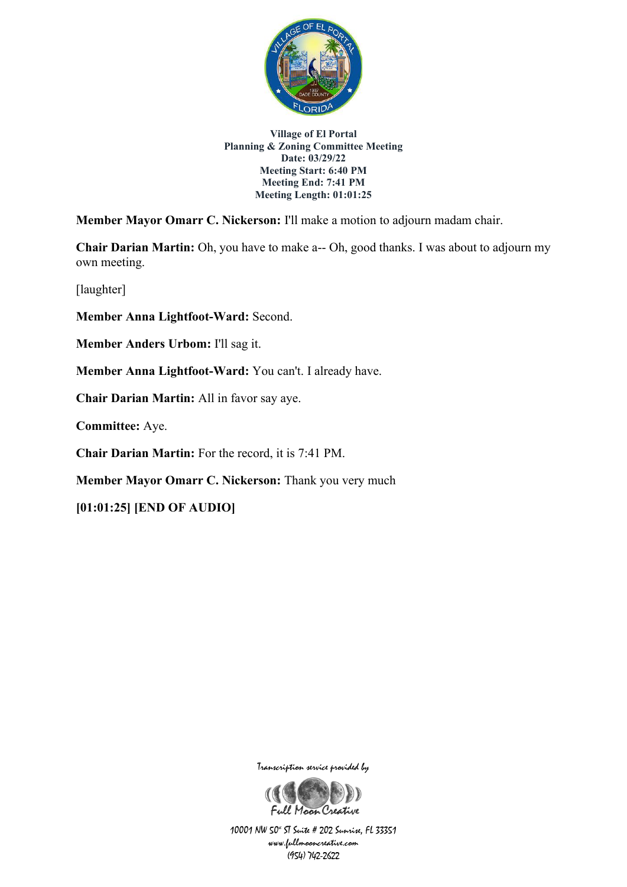**Village of El Portal**
**Planning & Zoning Committee Meeting**
**Date: 03/29/22**
**Meeting Start: 6:40 PM**
**Meeting End: 7:41 PM**
**Meeting Length: 01:01:25**

**Member Mayor Omarr C. Nickerson:** I'll make a motion to adjourn madam chair.

**Chair Darian Martin:** Oh, you have to make a-- Oh, good thanks. I was about to adjourn my own meeting.

[laughter]

**Member Anna Lightfoot-Ward:** Second.

**Member Anders Urbom:** I'll sag it.

**Member Anna Lightfoot-Ward:** You can't. I already have.

**Chair Darian Martin:** All in favor say aye.

**Committee:** Aye.

**Chair Darian Martin:** For the record, it is 7:41 PM.

**Member Mayor Omarr C. Nickerson:** Thank you very much

**[01:01:25] [END OF AUDIO]**

Transcription service provided by

Full Moon Creative

10001 NW 50th ST Suite # 202 Sunrise, FL 33351
www.fullmooncreative.com
(954) 742-2622